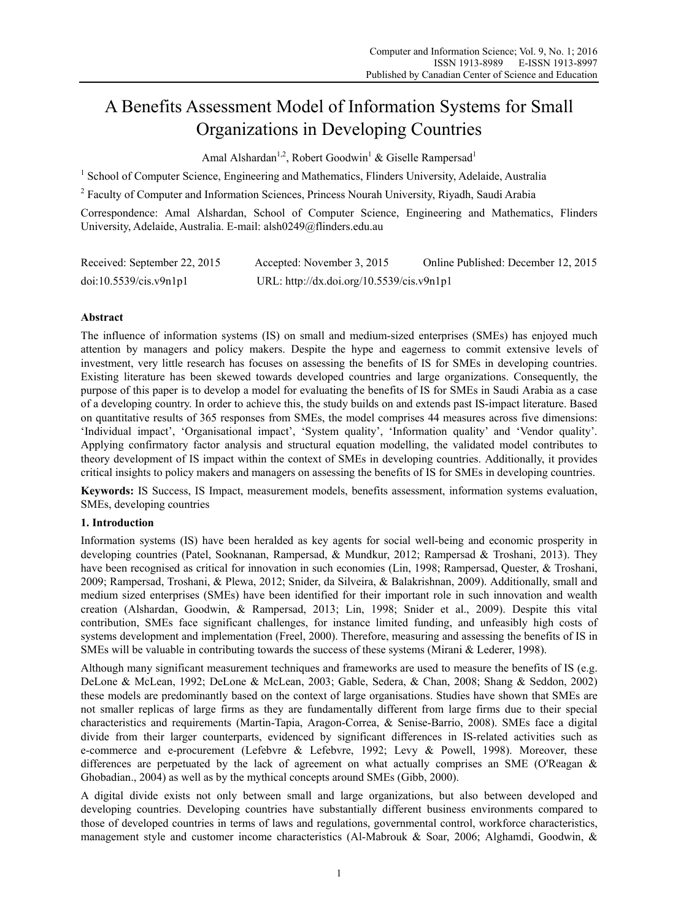# A Benefits Assessment Model of Information Systems for Small Organizations in Developing Countries

Amal Alshardan[1,2], Robert Goodwin[1] & Giselle Rampersad[1]

[1] School of Computer Science, Engineering and Mathematics, Flinders University, Adelaide, Australia

[2] Faculty of Computer and Information Sciences, Princess Nourah University, Riyadh, Saudi Arabia

Correspondence: Amal Alshardan, School of Computer Science, Engineering and Mathematics, Flinders University, Adelaide, Australia. E-mail: alsh0249@flinders.edu.au

Received: September 22, 2015    Accepted: November 3, 2015    Online Published: December 12, 2015

doi:10.5539/cis.v9n1p1    URL: http://dx.doi.org/10.5539/cis.v9n1p1

## Abstract

The influence of information systems (IS) on small and medium-sized enterprises (SMEs) has enjoyed much attention by managers and policy makers. Despite the hype and eagerness to commit extensive levels of investment, very little research has focuses on assessing the benefits of IS for SMEs in developing countries. Existing literature has been skewed towards developed countries and large organizations. Consequently, the purpose of this paper is to develop a model for evaluating the benefits of IS for SMEs in Saudi Arabia as a case of a developing country. In order to achieve this, the study builds on and extends past IS-impact literature. Based on quantitative results of 365 responses from SMEs, the model comprises 44 measures across five dimensions: 'Individual impact', 'Organisational impact', 'System quality', 'Information quality' and 'Vendor quality'. Applying confirmatory factor analysis and structural equation modelling, the validated model contributes to theory development of IS impact within the context of SMEs in developing countries. Additionally, it provides critical insights to policy makers and managers on assessing the benefits of IS for SMEs in developing countries.

**Keywords:** IS Success, IS Impact, measurement models, benefits assessment, information systems evaluation, SMEs, developing countries

## 1. Introduction

Information systems (IS) have been heralded as key agents for social well-being and economic prosperity in developing countries (Patel, Sooknanan, Rampersad, & Mundkur, 2012; Rampersad & Troshani, 2013). They have been recognised as critical for innovation in such economies (Lin, 1998; Rampersad, Quester, & Troshani, 2009; Rampersad, Troshani, & Plewa, 2012; Snider, da Silveira, & Balakrishnan, 2009). Additionally, small and medium sized enterprises (SMEs) have been identified for their important role in such innovation and wealth creation (Alshardan, Goodwin, & Rampersad, 2013; Lin, 1998; Snider et al., 2009). Despite this vital contribution, SMEs face significant challenges, for instance limited funding, and unfeasibly high costs of systems development and implementation (Freel, 2000). Therefore, measuring and assessing the benefits of IS in SMEs will be valuable in contributing towards the success of these systems (Mirani & Lederer, 1998).

Although many significant measurement techniques and frameworks are used to measure the benefits of IS (e.g. DeLone & McLean, 1992; DeLone & McLean, 2003; Gable, Sedera, & Chan, 2008; Shang & Seddon, 2002) these models are predominantly based on the context of large organisations. Studies have shown that SMEs are not smaller replicas of large firms as they are fundamentally different from large firms due to their special characteristics and requirements (Martin-Tapia, Aragon-Correa, & Senise-Barrio, 2008). SMEs face a digital divide from their larger counterparts, evidenced by significant differences in IS-related activities such as e-commerce and e-procurement (Lefebvre & Lefebvre, 1992; Levy & Powell, 1998). Moreover, these differences are perpetuated by the lack of agreement on what actually comprises an SME (O'Reagan & Ghobadian., 2004) as well as by the mythical concepts around SMEs (Gibb, 2000).

A digital divide exists not only between small and large organizations, but also between developed and developing countries. Developing countries have substantially different business environments compared to those of developed countries in terms of laws and regulations, governmental control, workforce characteristics, management style and customer income characteristics (Al-Mabrouk & Soar, 2006; Alghamdi, Goodwin, &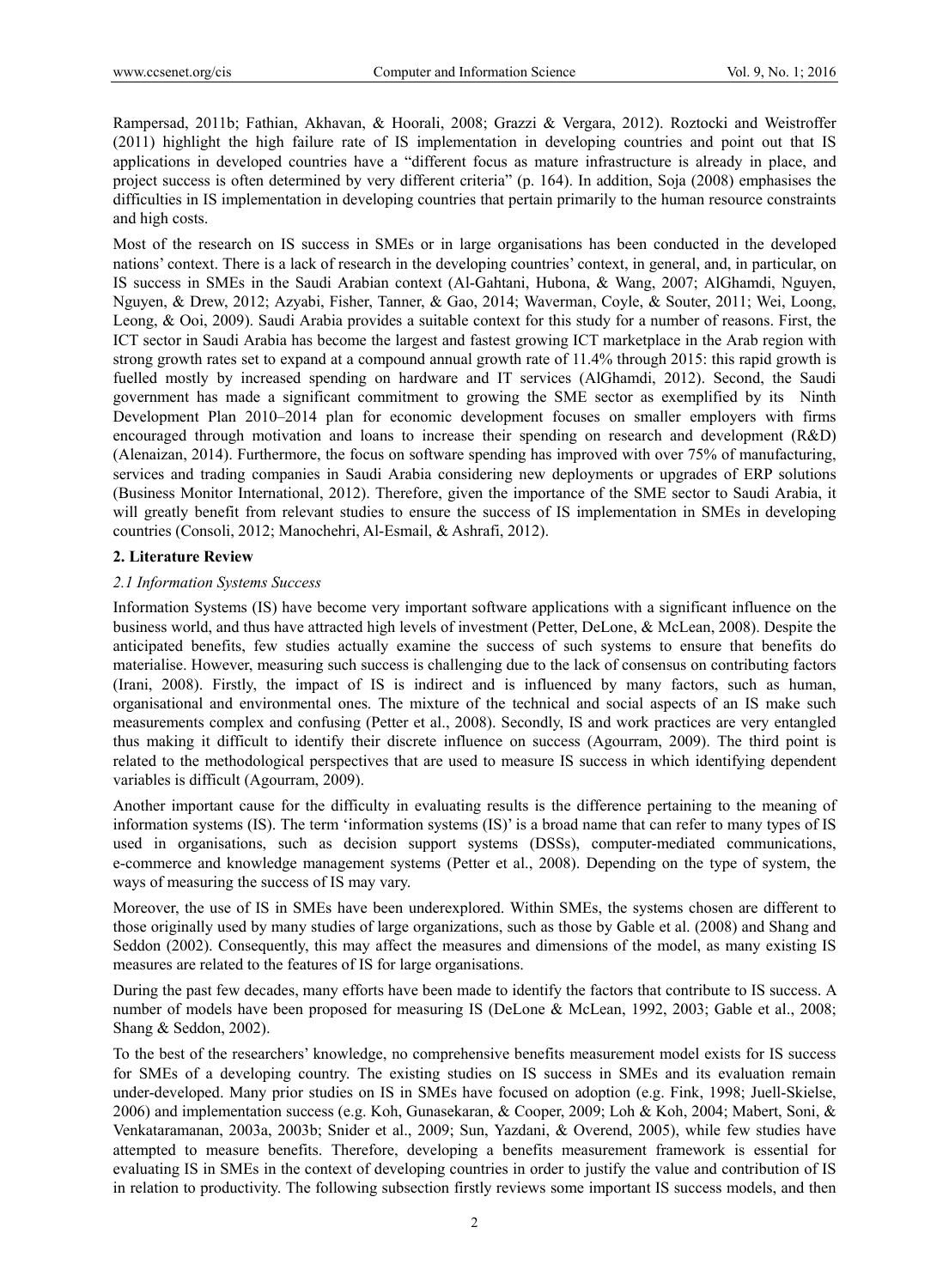Rampersad, 2011b; Fathian, Akhavan, & Hoorali, 2008; Grazzi & Vergara, 2012). Roztocki and Weistroffer (2011) highlight the high failure rate of IS implementation in developing countries and point out that IS applications in developed countries have a "different focus as mature infrastructure is already in place, and project success is often determined by very different criteria" (p. 164). In addition, Soja (2008) emphasises the difficulties in IS implementation in developing countries that pertain primarily to the human resource constraints and high costs.

Most of the research on IS success in SMEs or in large organisations has been conducted in the developed nations' context. There is a lack of research in the developing countries' context, in general, and, in particular, on IS success in SMEs in the Saudi Arabian context (Al-Gahtani, Hubona, & Wang, 2007; AlGhamdi, Nguyen, Nguyen, & Drew, 2012; Azyabi, Fisher, Tanner, & Gao, 2014; Waverman, Coyle, & Souter, 2011; Wei, Loong, Leong, & Ooi, 2009). Saudi Arabia provides a suitable context for this study for a number of reasons. First, the ICT sector in Saudi Arabia has become the largest and fastest growing ICT marketplace in the Arab region with strong growth rates set to expand at a compound annual growth rate of 11.4% through 2015: this rapid growth is fuelled mostly by increased spending on hardware and IT services (AlGhamdi, 2012). Second, the Saudi government has made a significant commitment to growing the SME sector as exemplified by its Ninth Development Plan 2010–2014 plan for economic development focuses on smaller employers with firms encouraged through motivation and loans to increase their spending on research and development (R&D) (Alenaizan, 2014). Furthermore, the focus on software spending has improved with over 75% of manufacturing, services and trading companies in Saudi Arabia considering new deployments or upgrades of ERP solutions (Business Monitor International, 2012). Therefore, given the importance of the SME sector to Saudi Arabia, it will greatly benefit from relevant studies to ensure the success of IS implementation in SMEs in developing countries (Consoli, 2012; Manochehri, Al-Esmail, & Ashrafi, 2012).

## 2. Literature Review

### *2.1 Information Systems Success*

Information Systems (IS) have become very important software applications with a significant influence on the business world, and thus have attracted high levels of investment (Petter, DeLone, & McLean, 2008). Despite the anticipated benefits, few studies actually examine the success of such systems to ensure that benefits do materialise. However, measuring such success is challenging due to the lack of consensus on contributing factors (Irani, 2008). Firstly, the impact of IS is indirect and is influenced by many factors, such as human, organisational and environmental ones. The mixture of the technical and social aspects of an IS make such measurements complex and confusing (Petter et al., 2008). Secondly, IS and work practices are very entangled thus making it difficult to identify their discrete influence on success (Agourram, 2009). The third point is related to the methodological perspectives that are used to measure IS success in which identifying dependent variables is difficult (Agourram, 2009).

Another important cause for the difficulty in evaluating results is the difference pertaining to the meaning of information systems (IS). The term 'information systems (IS)' is a broad name that can refer to many types of IS used in organisations, such as decision support systems (DSSs), computer-mediated communications, e-commerce and knowledge management systems (Petter et al., 2008). Depending on the type of system, the ways of measuring the success of IS may vary.

Moreover, the use of IS in SMEs have been underexplored. Within SMEs, the systems chosen are different to those originally used by many studies of large organizations, such as those by Gable et al. (2008) and Shang and Seddon (2002). Consequently, this may affect the measures and dimensions of the model, as many existing IS measures are related to the features of IS for large organisations.

During the past few decades, many efforts have been made to identify the factors that contribute to IS success. A number of models have been proposed for measuring IS (DeLone & McLean, 1992, 2003; Gable et al., 2008; Shang & Seddon, 2002).

To the best of the researchers' knowledge, no comprehensive benefits measurement model exists for IS success for SMEs of a developing country. The existing studies on IS success in SMEs and its evaluation remain under-developed. Many prior studies on IS in SMEs have focused on adoption (e.g. Fink, 1998; Juell-Skielse, 2006) and implementation success (e.g. Koh, Gunasekaran, & Cooper, 2009; Loh & Koh, 2004; Mabert, Soni, & Venkataramanan, 2003a, 2003b; Snider et al., 2009; Sun, Yazdani, & Overend, 2005), while few studies have attempted to measure benefits. Therefore, developing a benefits measurement framework is essential for evaluating IS in SMEs in the context of developing countries in order to justify the value and contribution of IS in relation to productivity. The following subsection firstly reviews some important IS success models, and then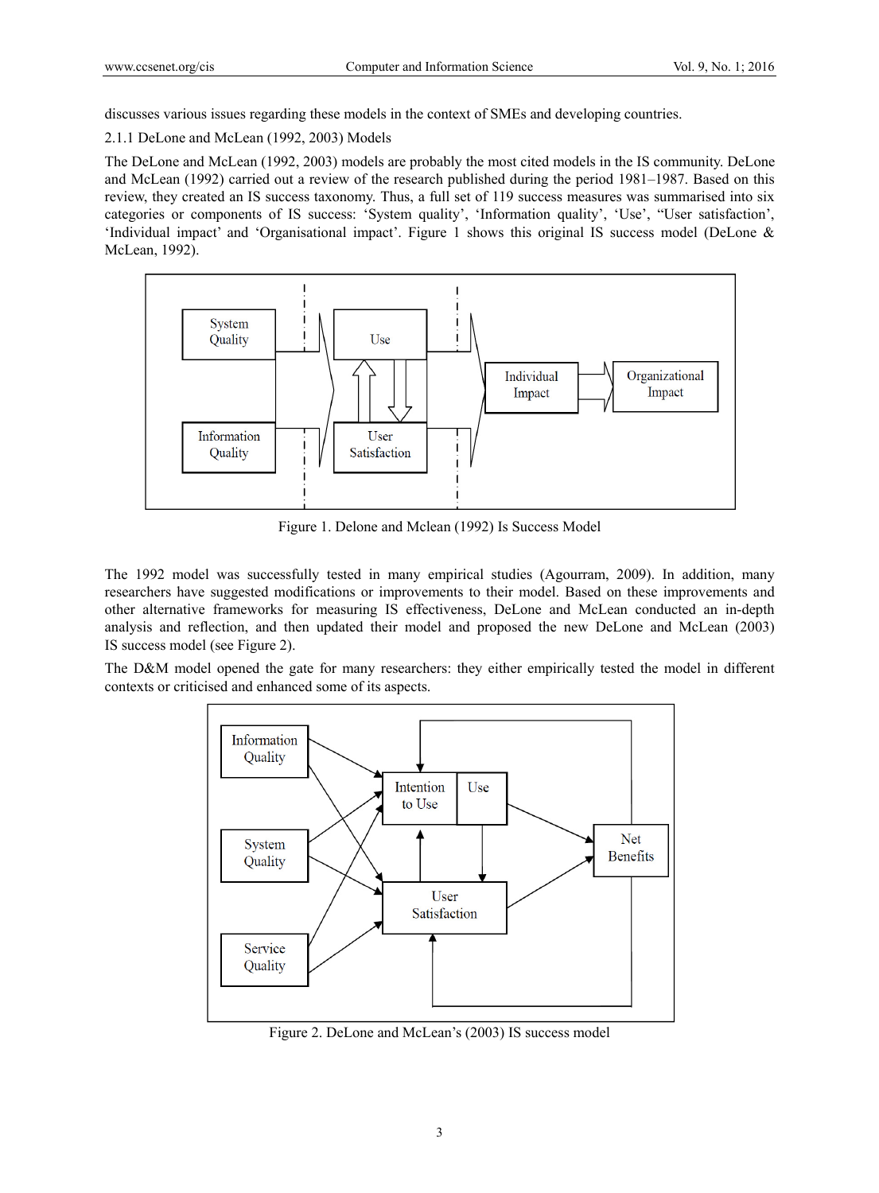discusses various issues regarding these models in the context of SMEs and developing countries.

### 2.1.1 DeLone and McLean (1992, 2003) Models

The DeLone and McLean (1992, 2003) models are probably the most cited models in the IS community. DeLone and McLean (1992) carried out a review of the research published during the period 1981–1987. Based on this review, they created an IS success taxonomy. Thus, a full set of 119 success measures was summarised into six categories or components of IS success: 'System quality', 'Information quality', 'Use', "User satisfaction', 'Individual impact' and 'Organisational impact'. Figure 1 shows this original IS success model (DeLone & McLean, 1992).

Figure 1. Delone and Mclean (1992) Is Success Model

The 1992 model was successfully tested in many empirical studies (Agourram, 2009). In addition, many researchers have suggested modifications or improvements to their model. Based on these improvements and other alternative frameworks for measuring IS effectiveness, DeLone and McLean conducted an in-depth analysis and reflection, and then updated their model and proposed the new DeLone and McLean (2003) IS success model (see Figure 2).

The D&M model opened the gate for many researchers: they either empirically tested the model in different contexts or criticised and enhanced some of its aspects.

Figure 2. DeLone and McLean's (2003) IS success model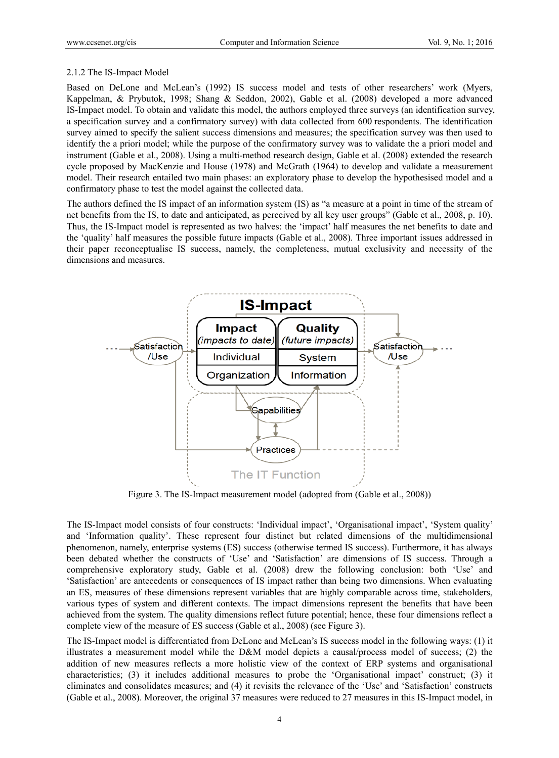2.1.2 The IS-Impact Model

Based on DeLone and McLean's (1992) IS success model and tests of other researchers' work (Myers, Kappelman, & Prybutok, 1998; Shang & Seddon, 2002), Gable et al. (2008) developed a more advanced IS-Impact model. To obtain and validate this model, the authors employed three surveys (an identification survey, a specification survey and a confirmatory survey) with data collected from 600 respondents. The identification survey aimed to specify the salient success dimensions and measures; the specification survey was then used to identify the a priori model; while the purpose of the confirmatory survey was to validate the a priori model and instrument (Gable et al., 2008). Using a multi-method research design, Gable et al. (2008) extended the research cycle proposed by MacKenzie and House (1978) and McGrath (1964) to develop and validate a measurement model. Their research entailed two main phases: an exploratory phase to develop the hypothesised model and a confirmatory phase to test the model against the collected data.

The authors defined the IS impact of an information system (IS) as "a measure at a point in time of the stream of net benefits from the IS, to date and anticipated, as perceived by all key user groups" (Gable et al., 2008, p. 10). Thus, the IS-Impact model is represented as two halves: the 'impact' half measures the net benefits to date and the 'quality' half measures the possible future impacts (Gable et al., 2008). Three important issues addressed in their paper reconceptualise IS success, namely, the completeness, mutual exclusivity and necessity of the dimensions and measures.

Figure 3. The IS-Impact measurement model (adopted from (Gable et al., 2008))

The IS-Impact model consists of four constructs: 'Individual impact', 'Organisational impact', 'System quality' and 'Information quality'. These represent four distinct but related dimensions of the multidimensional phenomenon, namely, enterprise systems (ES) success (otherwise termed IS success). Furthermore, it has always been debated whether the constructs of 'Use' and 'Satisfaction' are dimensions of IS success. Through a comprehensive exploratory study, Gable et al. (2008) drew the following conclusion: both 'Use' and 'Satisfaction' are antecedents or consequences of IS impact rather than being two dimensions. When evaluating an ES, measures of these dimensions represent variables that are highly comparable across time, stakeholders, various types of system and different contexts. The impact dimensions represent the benefits that have been achieved from the system. The quality dimensions reflect future potential; hence, these four dimensions reflect a complete view of the measure of ES success (Gable et al., 2008) (see Figure 3).

The IS-Impact model is differentiated from DeLone and McLean's IS success model in the following ways: (1) it illustrates a measurement model while the D&M model depicts a causal/process model of success; (2) the addition of new measures reflects a more holistic view of the context of ERP systems and organisational characteristics; (3) it includes additional measures to probe the 'Organisational impact' construct; (3) it eliminates and consolidates measures; and (4) it revisits the relevance of the 'Use' and 'Satisfaction' constructs (Gable et al., 2008). Moreover, the original 37 measures were reduced to 27 measures in this IS-Impact model, in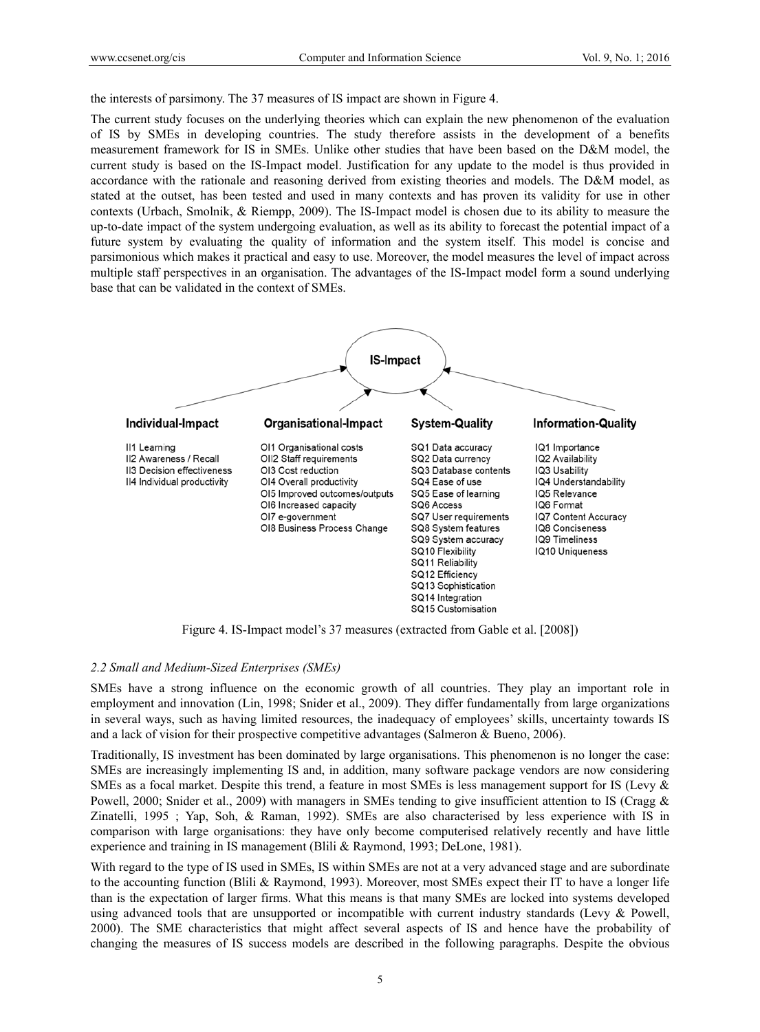the interests of parsimony. The 37 measures of IS impact are shown in Figure 4.

The current study focuses on the underlying theories which can explain the new phenomenon of the evaluation of IS by SMEs in developing countries. The study therefore assists in the development of a benefits measurement framework for IS in SMEs. Unlike other studies that have been based on the D&M model, the current study is based on the IS-Impact model. Justification for any update to the model is thus provided in accordance with the rationale and reasoning derived from existing theories and models. The D&M model, as stated at the outset, has been tested and used in many contexts and has proven its validity for use in other contexts (Urbach, Smolnik, & Riempp, 2009). The IS-Impact model is chosen due to its ability to measure the up-to-date impact of the system undergoing evaluation, as well as its ability to forecast the potential impact of a future system by evaluating the quality of information and the system itself. This model is concise and parsimonious which makes it practical and easy to use. Moreover, the model measures the level of impact across multiple staff perspectives in an organisation. The advantages of the IS-Impact model form a sound underlying base that can be validated in the context of SMEs.

**IS-Impact**

| Individual-Impact | Organisational-Impact | System-Quality | Information-Quality |
|---|---|---|---|
| II1 Learning | OI1 Organisational costs | SQ1 Data accuracy | IQ1 Importance |
| II2 Awareness / Recall | OI2 Staff requirements | SQ2 Data currency | IQ2 Availability |
| II3 Decision effectiveness | OI3 Cost reduction | SQ3 Database contents | IQ3 Usability |
| II4 Individual productivity | OI4 Overall productivity | SQ4 Ease of use | IQ4 Understandability |
| | OI5 Improved outcomes/outputs | SQ5 Ease of learning | IQ5 Relevance |
| | OI6 Increased capacity | SQ6 Access | IQ6 Format |
| | OI7 e-government | SQ7 User requirements | IQ7 Content Accuracy |
| | OI8 Business Process Change | SQ8 System features | IQ8 Conciseness |
| | | SQ9 System accuracy | IQ9 Timeliness |
| | | SQ10 Flexibility | IQ10 Uniqueness |
| | | SQ11 Reliability | |
| | | SQ12 Efficiency | |
| | | SQ13 Sophistication | |
| | | SQ14 Integration | |
| | | SQ15 Customisation | |

Figure 4. IS-Impact model's 37 measures (extracted from Gable et al. [2008])

### *2.2 Small and Medium-Sized Enterprises (SMEs)*

SMEs have a strong influence on the economic growth of all countries. They play an important role in employment and innovation (Lin, 1998; Snider et al., 2009). They differ fundamentally from large organizations in several ways, such as having limited resources, the inadequacy of employees' skills, uncertainty towards IS and a lack of vision for their prospective competitive advantages (Salmeron & Bueno, 2006).

Traditionally, IS investment has been dominated by large organisations. This phenomenon is no longer the case: SMEs are increasingly implementing IS and, in addition, many software package vendors are now considering SMEs as a focal market. Despite this trend, a feature in most SMEs is less management support for IS (Levy & Powell, 2000; Snider et al., 2009) with managers in SMEs tending to give insufficient attention to IS (Cragg & Zinatelli, 1995 ; Yap, Soh, & Raman, 1992). SMEs are also characterised by less experience with IS in comparison with large organisations: they have only become computerised relatively recently and have little experience and training in IS management (Blili & Raymond, 1993; DeLone, 1981).

With regard to the type of IS used in SMEs, IS within SMEs are not at a very advanced stage and are subordinate to the accounting function (Blili & Raymond, 1993). Moreover, most SMEs expect their IT to have a longer life than is the expectation of larger firms. What this means is that many SMEs are locked into systems developed using advanced tools that are unsupported or incompatible with current industry standards (Levy & Powell, 2000). The SME characteristics that might affect several aspects of IS and hence have the probability of changing the measures of IS success models are described in the following paragraphs. Despite the obvious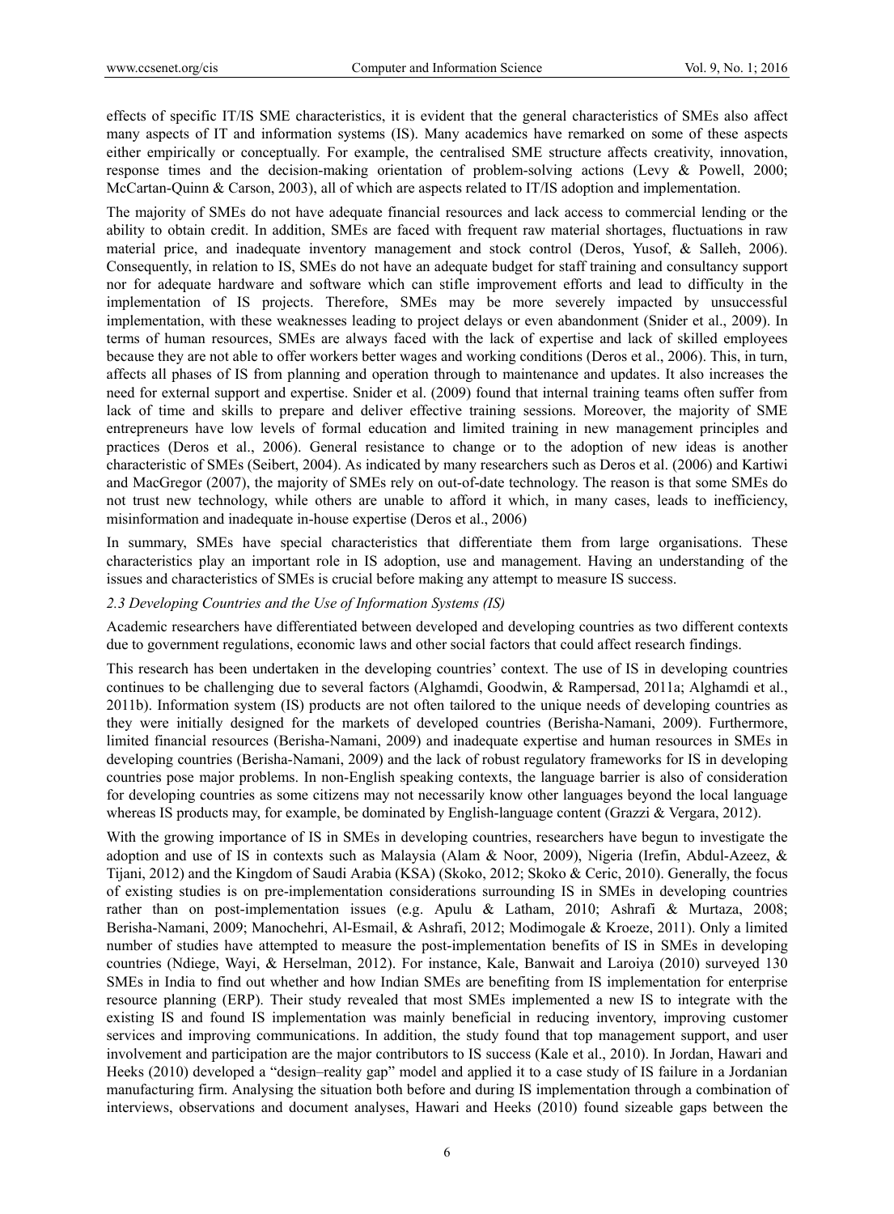effects of specific IT/IS SME characteristics, it is evident that the general characteristics of SMEs also affect many aspects of IT and information systems (IS). Many academics have remarked on some of these aspects either empirically or conceptually. For example, the centralised SME structure affects creativity, innovation, response times and the decision-making orientation of problem-solving actions (Levy & Powell, 2000; McCartan-Quinn & Carson, 2003), all of which are aspects related to IT/IS adoption and implementation.

The majority of SMEs do not have adequate financial resources and lack access to commercial lending or the ability to obtain credit. In addition, SMEs are faced with frequent raw material shortages, fluctuations in raw material price, and inadequate inventory management and stock control (Deros, Yusof, & Salleh, 2006). Consequently, in relation to IS, SMEs do not have an adequate budget for staff training and consultancy support nor for adequate hardware and software which can stifle improvement efforts and lead to difficulty in the implementation of IS projects. Therefore, SMEs may be more severely impacted by unsuccessful implementation, with these weaknesses leading to project delays or even abandonment (Snider et al., 2009). In terms of human resources, SMEs are always faced with the lack of expertise and lack of skilled employees because they are not able to offer workers better wages and working conditions (Deros et al., 2006). This, in turn, affects all phases of IS from planning and operation through to maintenance and updates. It also increases the need for external support and expertise. Snider et al. (2009) found that internal training teams often suffer from lack of time and skills to prepare and deliver effective training sessions. Moreover, the majority of SME entrepreneurs have low levels of formal education and limited training in new management principles and practices (Deros et al., 2006). General resistance to change or to the adoption of new ideas is another characteristic of SMEs (Seibert, 2004). As indicated by many researchers such as Deros et al. (2006) and Kartiwi and MacGregor (2007), the majority of SMEs rely on out-of-date technology. The reason is that some SMEs do not trust new technology, while others are unable to afford it which, in many cases, leads to inefficiency, misinformation and inadequate in-house expertise (Deros et al., 2006)

In summary, SMEs have special characteristics that differentiate them from large organisations. These characteristics play an important role in IS adoption, use and management. Having an understanding of the issues and characteristics of SMEs is crucial before making any attempt to measure IS success.

### *2.3 Developing Countries and the Use of Information Systems (IS)*

Academic researchers have differentiated between developed and developing countries as two different contexts due to government regulations, economic laws and other social factors that could affect research findings.

This research has been undertaken in the developing countries' context. The use of IS in developing countries continues to be challenging due to several factors (Alghamdi, Goodwin, & Rampersad, 2011a; Alghamdi et al., 2011b). Information system (IS) products are not often tailored to the unique needs of developing countries as they were initially designed for the markets of developed countries (Berisha-Namani, 2009). Furthermore, limited financial resources (Berisha-Namani, 2009) and inadequate expertise and human resources in SMEs in developing countries (Berisha-Namani, 2009) and the lack of robust regulatory frameworks for IS in developing countries pose major problems. In non-English speaking contexts, the language barrier is also of consideration for developing countries as some citizens may not necessarily know other languages beyond the local language whereas IS products may, for example, be dominated by English-language content (Grazzi & Vergara, 2012).

With the growing importance of IS in SMEs in developing countries, researchers have begun to investigate the adoption and use of IS in contexts such as Malaysia (Alam & Noor, 2009), Nigeria (Irefin, Abdul-Azeez, & Tijani, 2012) and the Kingdom of Saudi Arabia (KSA) (Skoko, 2012; Skoko & Ceric, 2010). Generally, the focus of existing studies is on pre-implementation considerations surrounding IS in SMEs in developing countries rather than on post-implementation issues (e.g. Apulu & Latham, 2010; Ashrafi & Murtaza, 2008; Berisha-Namani, 2009; Manochehri, Al-Esmail, & Ashrafi, 2012; Modimogale & Kroeze, 2011). Only a limited number of studies have attempted to measure the post-implementation benefits of IS in SMEs in developing countries (Ndiege, Wayi, & Herselman, 2012). For instance, Kale, Banwait and Laroiya (2010) surveyed 130 SMEs in India to find out whether and how Indian SMEs are benefiting from IS implementation for enterprise resource planning (ERP). Their study revealed that most SMEs implemented a new IS to integrate with the existing IS and found IS implementation was mainly beneficial in reducing inventory, improving customer services and improving communications. In addition, the study found that top management support, and user involvement and participation are the major contributors to IS success (Kale et al., 2010). In Jordan, Hawari and Heeks (2010) developed a "design–reality gap" model and applied it to a case study of IS failure in a Jordanian manufacturing firm. Analysing the situation both before and during IS implementation through a combination of interviews, observations and document analyses, Hawari and Heeks (2010) found sizeable gaps between the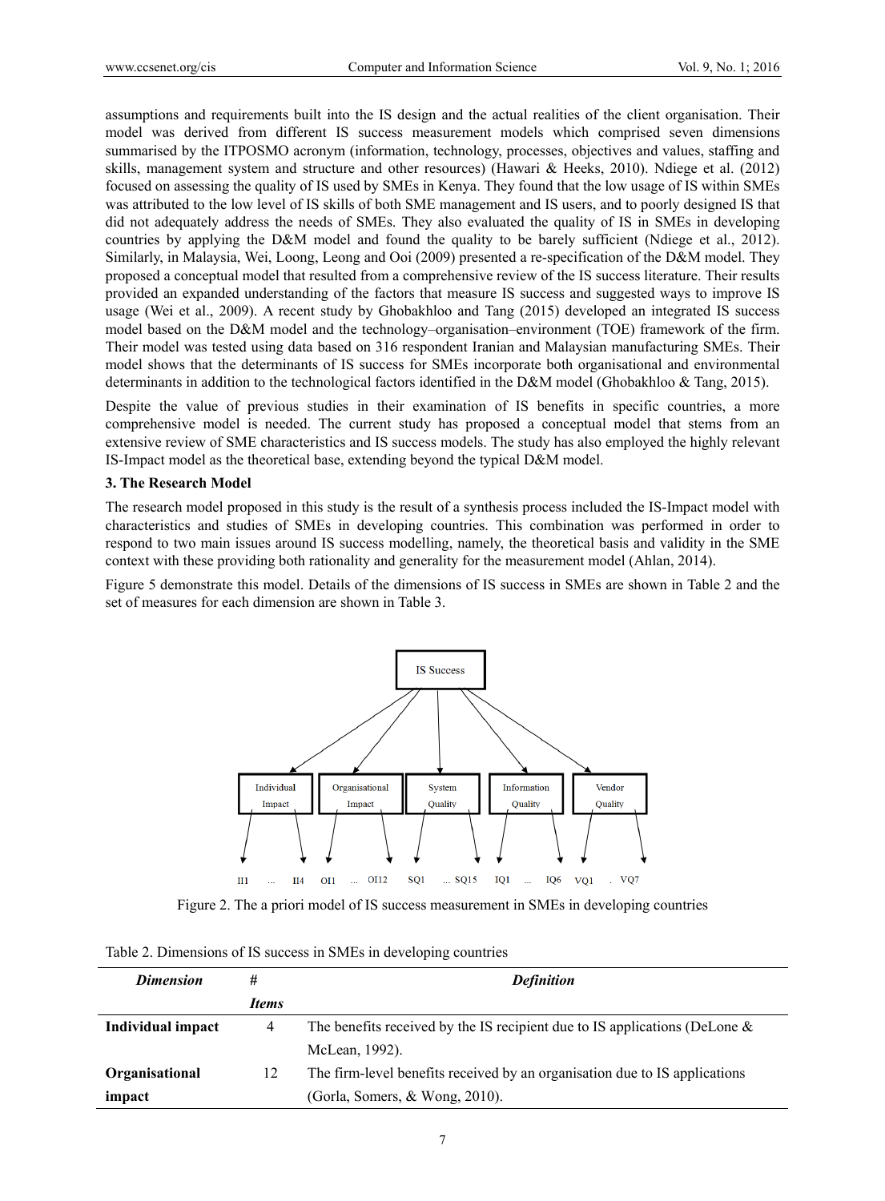assumptions and requirements built into the IS design and the actual realities of the client organisation. Their model was derived from different IS success measurement models which comprised seven dimensions summarised by the ITPOSMO acronym (information, technology, processes, objectives and values, staffing and skills, management system and structure and other resources) (Hawari & Heeks, 2010). Ndiege et al. (2012) focused on assessing the quality of IS used by SMEs in Kenya. They found that the low usage of IS within SMEs was attributed to the low level of IS skills of both SME management and IS users, and to poorly designed IS that did not adequately address the needs of SMEs. They also evaluated the quality of IS in SMEs in developing countries by applying the D&M model and found the quality to be barely sufficient (Ndiege et al., 2012). Similarly, in Malaysia, Wei, Loong, Leong and Ooi (2009) presented a re-specification of the D&M model. They proposed a conceptual model that resulted from a comprehensive review of the IS success literature. Their results provided an expanded understanding of the factors that measure IS success and suggested ways to improve IS usage (Wei et al., 2009). A recent study by Ghobakhloo and Tang (2015) developed an integrated IS success model based on the D&M model and the technology–organisation–environment (TOE) framework of the firm. Their model was tested using data based on 316 respondent Iranian and Malaysian manufacturing SMEs. Their model shows that the determinants of IS success for SMEs incorporate both organisational and environmental determinants in addition to the technological factors identified in the D&M model (Ghobakhloo & Tang, 2015).

Despite the value of previous studies in their examination of IS benefits in specific countries, a more comprehensive model is needed. The current study has proposed a conceptual model that stems from an extensive review of SME characteristics and IS success models. The study has also employed the highly relevant IS-Impact model as the theoretical base, extending beyond the typical D&M model.

## 3. The Research Model

The research model proposed in this study is the result of a synthesis process included the IS-Impact model with characteristics and studies of SMEs in developing countries. This combination was performed in order to respond to two main issues around IS success modelling, namely, the theoretical basis and validity in the SME context with these providing both rationality and generality for the measurement model (Ahlan, 2014).

Figure 5 demonstrate this model. Details of the dimensions of IS success in SMEs are shown in Table 2 and the set of measures for each dimension are shown in Table 3.

```
                                IS Success
        ┌──────────────┬────────────┼────────────┬──────────────┐
        ▼              ▼            ▼            ▼              ▼
   Individual    Organisational   System    Information      Vendor
     Impact          Impact       Quality     Quality        Quality
      │   │          │   │        │   │       │   │          │   │
      ▼   ▼          ▼   ▼        ▼   ▼       ▼   ▼          ▼   ▼
  II1 ... II4   OI1 ... OI12  SQ1 ... SQ15  IQ1 ... IQ6   VQ1 . VQ7
```

Figure 2. The a priori model of IS success measurement in SMEs in developing countries

Table 2. Dimensions of IS success in SMEs in developing countries

| *Dimension* | *# Items* | *Definition* |
|---|---|---|
| **Individual impact** | 4 | The benefits received by the IS recipient due to IS applications (DeLone & McLean, 1992). |
| **Organisational impact** | 12 | The firm-level benefits received by an organisation due to IS applications (Gorla, Somers, & Wong, 2010). |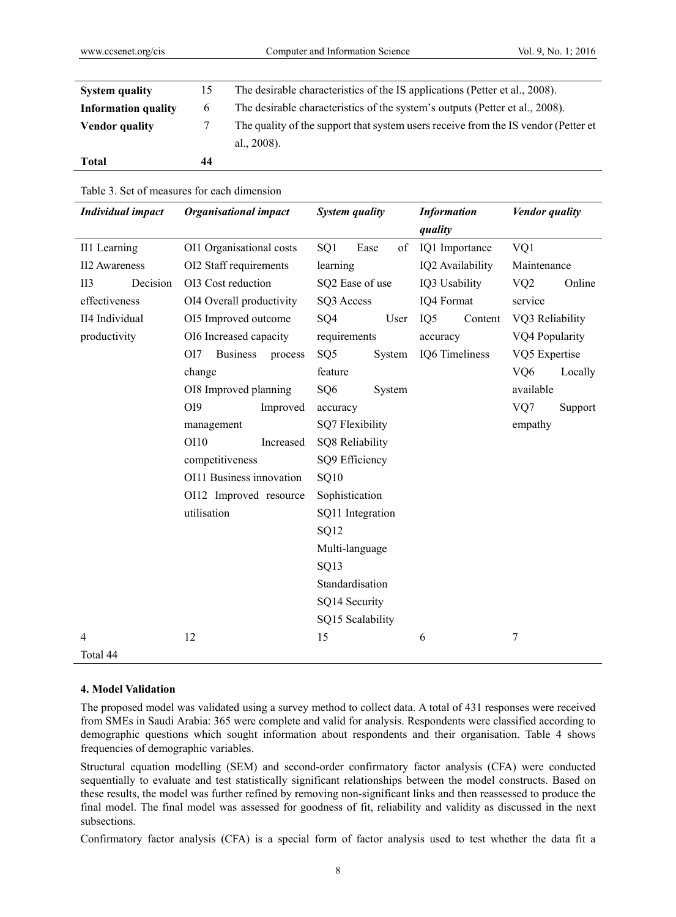| | | |
|---|---|---|
| **System quality** | 15 | The desirable characteristics of the IS applications (Petter et al., 2008). |
| **Information quality** | 6 | The desirable characteristics of the system's outputs (Petter et al., 2008). |
| **Vendor quality** | 7 | The quality of the support that system users receive from the IS vendor (Petter et al., 2008). |
| **Total** | **44** | |

Table 3. Set of measures for each dimension

| ***Individual impact*** | ***Organisational impact*** | ***System quality*** | ***Information quality*** | ***Vendor quality*** |
|---|---|---|---|---|
| II1 Learning<br>II2 Awareness<br>II3 Decision effectiveness<br>II4 Individual productivity | OI1 Organisational costs<br>OI2 Staff requirements<br>OI3 Cost reduction<br>OI4 Overall productivity<br>OI5 Improved outcome<br>OI6 Increased capacity<br>OI7 Business process change<br>OI8 Improved planning<br>OI9 Improved management<br>OI10 Increased competitiveness<br>OI11 Business innovation<br>OI12 Improved resource utilisation | SQ1 Ease of learning<br>SQ2 Ease of use<br>SQ3 Access<br>SQ4 User requirements<br>SQ5 System feature<br>SQ6 System accuracy<br>SQ7 Flexibility<br>SQ8 Reliability<br>SQ9 Efficiency<br>SQ10 Sophistication<br>SQ11 Integration<br>SQ12 Multi-language<br>SQ13 Standardisation<br>SQ14 Security<br>SQ15 Scalability | IQ1 Importance<br>IQ2 Availability<br>IQ3 Usability<br>IQ4 Format<br>IQ5 Content accuracy<br>IQ6 Timeliness | VQ1 Maintenance<br>VQ2 Online service<br>VQ3 Reliability<br>VQ4 Popularity<br>VQ5 Expertise<br>VQ6 Locally available<br>VQ7 Support empathy |
| 4 | 12 | 15 | 6 | 7 |
| Total 44 | | | | |

### 4. Model Validation

The proposed model was validated using a survey method to collect data. A total of 431 responses were received from SMEs in Saudi Arabia: 365 were complete and valid for analysis. Respondents were classified according to demographic questions which sought information about respondents and their organisation. Table 4 shows frequencies of demographic variables.

Structural equation modelling (SEM) and second-order confirmatory factor analysis (CFA) were conducted sequentially to evaluate and test statistically significant relationships between the model constructs. Based on these results, the model was further refined by removing non-significant links and then reassessed to produce the final model. The final model was assessed for goodness of fit, reliability and validity as discussed in the next subsections.

Confirmatory factor analysis (CFA) is a special form of factor analysis used to test whether the data fit a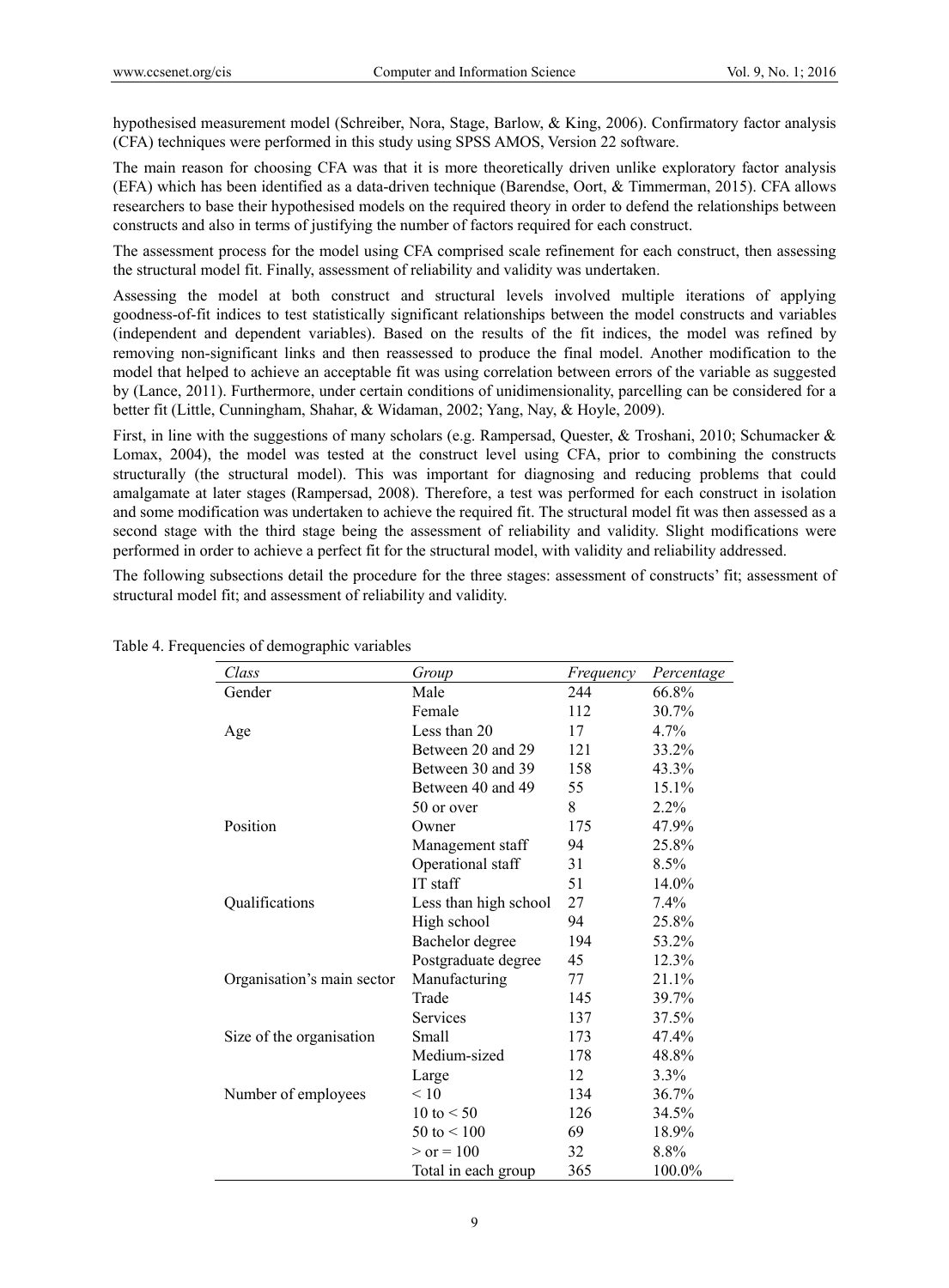hypothesised measurement model (Schreiber, Nora, Stage, Barlow, & King, 2006). Confirmatory factor analysis (CFA) techniques were performed in this study using SPSS AMOS, Version 22 software.

The main reason for choosing CFA was that it is more theoretically driven unlike exploratory factor analysis (EFA) which has been identified as a data-driven technique (Barendse, Oort, & Timmerman, 2015). CFA allows researchers to base their hypothesised models on the required theory in order to defend the relationships between constructs and also in terms of justifying the number of factors required for each construct.

The assessment process for the model using CFA comprised scale refinement for each construct, then assessing the structural model fit. Finally, assessment of reliability and validity was undertaken.

Assessing the model at both construct and structural levels involved multiple iterations of applying goodness-of-fit indices to test statistically significant relationships between the model constructs and variables (independent and dependent variables). Based on the results of the fit indices, the model was refined by removing non-significant links and then reassessed to produce the final model. Another modification to the model that helped to achieve an acceptable fit was using correlation between errors of the variable as suggested by (Lance, 2011). Furthermore, under certain conditions of unidimensionality, parcelling can be considered for a better fit (Little, Cunningham, Shahar, & Widaman, 2002; Yang, Nay, & Hoyle, 2009).

First, in line with the suggestions of many scholars (e.g. Rampersad, Quester, & Troshani, 2010; Schumacker & Lomax, 2004), the model was tested at the construct level using CFA, prior to combining the constructs structurally (the structural model). This was important for diagnosing and reducing problems that could amalgamate at later stages (Rampersad, 2008). Therefore, a test was performed for each construct in isolation and some modification was undertaken to achieve the required fit. The structural model fit was then assessed as a second stage with the third stage being the assessment of reliability and validity. Slight modifications were performed in order to achieve a perfect fit for the structural model, with validity and reliability addressed.

The following subsections detail the procedure for the three stages: assessment of constructs' fit; assessment of structural model fit; and assessment of reliability and validity.

Table 4. Frequencies of demographic variables

| *Class* | *Group* | *Frequency* | *Percentage* |
|---|---|---|---|
| Gender | Male | 244 | 66.8% |
| | Female | 112 | 30.7% |
| Age | Less than 20 | 17 | 4.7% |
| | Between 20 and 29 | 121 | 33.2% |
| | Between 30 and 39 | 158 | 43.3% |
| | Between 40 and 49 | 55 | 15.1% |
| | 50 or over | 8 | 2.2% |
| Position | Owner | 175 | 47.9% |
| | Management staff | 94 | 25.8% |
| | Operational staff | 31 | 8.5% |
| | IT staff | 51 | 14.0% |
| Qualifications | Less than high school | 27 | 7.4% |
| | High school | 94 | 25.8% |
| | Bachelor degree | 194 | 53.2% |
| | Postgraduate degree | 45 | 12.3% |
| Organisation's main sector | Manufacturing | 77 | 21.1% |
| | Trade | 145 | 39.7% |
| | Services | 137 | 37.5% |
| Size of the organisation | Small | 173 | 47.4% |
| | Medium-sized | 178 | 48.8% |
| | Large | 12 | 3.3% |
| Number of employees | < 10 | 134 | 36.7% |
| | 10 to < 50 | 126 | 34.5% |
| | 50 to < 100 | 69 | 18.9% |
| | > or = 100 | 32 | 8.8% |
| | Total in each group | 365 | 100.0% |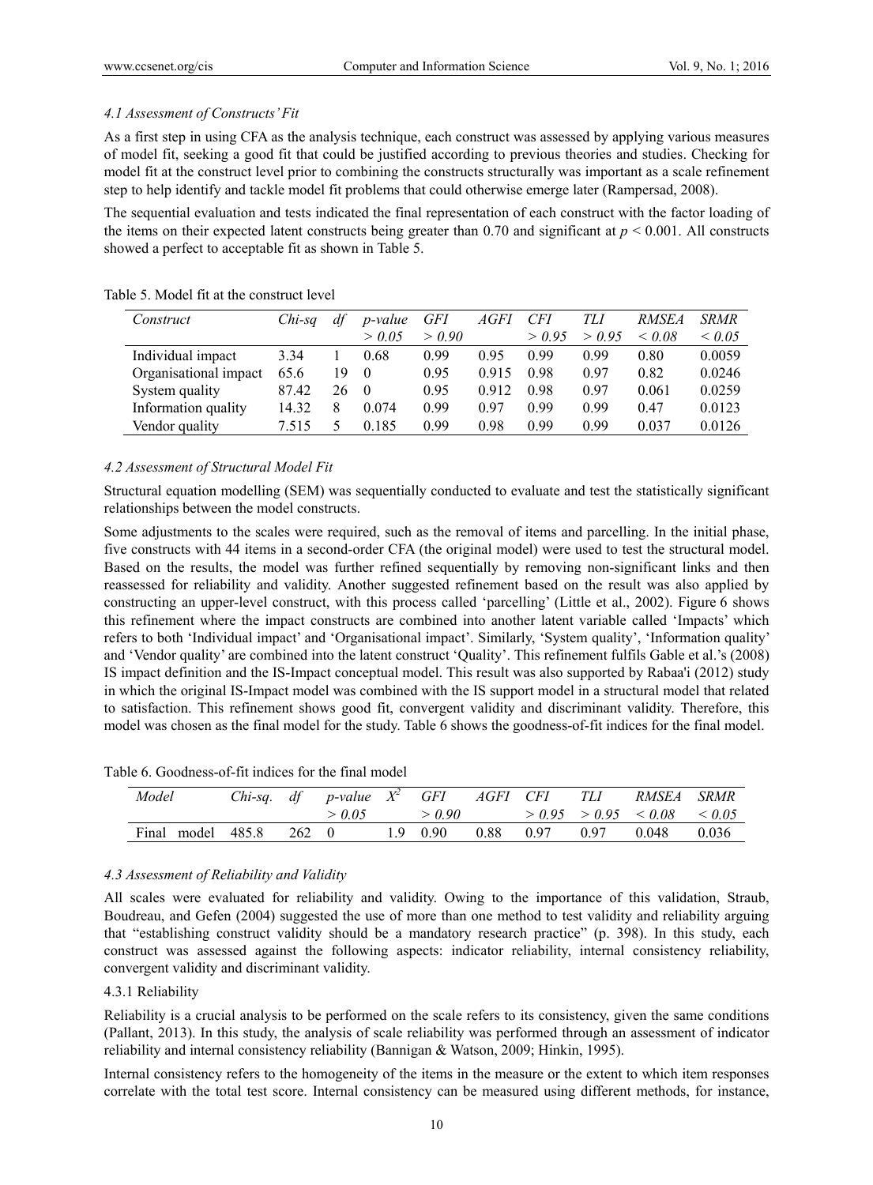### 4.1 Assessment of Constructs' Fit

As a first step in using CFA as the analysis technique, each construct was assessed by applying various measures of model fit, seeking a good fit that could be justified according to previous theories and studies. Checking for model fit at the construct level prior to combining the constructs structurally was important as a scale refinement step to help identify and tackle model fit problems that could otherwise emerge later (Rampersad, 2008).

The sequential evaluation and tests indicated the final representation of each construct with the factor loading of the items on their expected latent constructs being greater than 0.70 and significant at $p < 0.001$. All constructs showed a perfect to acceptable fit as shown in Table 5.

Table 5. Model fit at the construct level

| *Construct* | *Chi-sq* | *df* | *p-value > 0.05* | *GFI > 0.90* | *AGFI* | *CFI > 0.95* | *TLI > 0.95* | *RMSEA < 0.08* | *SRMR < 0.05* |
|---|---|---|---|---|---|---|---|---|---|
| Individual impact | 3.34 | 1 | 0.68 | 0.99 | 0.95 | 0.99 | 0.99 | 0.80 | 0.0059 |
| Organisational impact | 65.6 | 19 | 0 | 0.95 | 0.915 | 0.98 | 0.97 | 0.82 | 0.0246 |
| System quality | 87.42 | 26 | 0 | 0.95 | 0.912 | 0.98 | 0.97 | 0.061 | 0.0259 |
| Information quality | 14.32 | 8 | 0.074 | 0.99 | 0.97 | 0.99 | 0.99 | 0.47 | 0.0123 |
| Vendor quality | 7.515 | 5 | 0.185 | 0.99 | 0.98 | 0.99 | 0.99 | 0.037 | 0.0126 |

### 4.2 Assessment of Structural Model Fit

Structural equation modelling (SEM) was sequentially conducted to evaluate and test the statistically significant relationships between the model constructs.

Some adjustments to the scales were required, such as the removal of items and parcelling. In the initial phase, five constructs with 44 items in a second-order CFA (the original model) were used to test the structural model. Based on the results, the model was further refined sequentially by removing non-significant links and then reassessed for reliability and validity. Another suggested refinement based on the result was also applied by constructing an upper-level construct, with this process called 'parcelling' (Little et al., 2002). Figure 6 shows this refinement where the impact constructs are combined into another latent variable called 'Impacts' which refers to both 'Individual impact' and 'Organisational impact'. Similarly, 'System quality', 'Information quality' and 'Vendor quality' are combined into the latent construct 'Quality'. This refinement fulfils Gable et al.'s (2008) IS impact definition and the IS-Impact conceptual model. This result was also supported by Rabaa'i (2012) study in which the original IS-Impact model was combined with the IS support model in a structural model that related to satisfaction. This refinement shows good fit, convergent validity and discriminant validity. Therefore, this model was chosen as the final model for the study. Table 6 shows the goodness-of-fit indices for the final model.

Table 6. Goodness-of-fit indices for the final model

| *Model* | *Chi-sq.* | *df* | *p-value > 0.05* | $X^2$ | *GFI > 0.90* | *AGFI* | *CFI > 0.95* | *TLI > 0.95* | *RMSEA < 0.08* | *SRMR < 0.05* |
|---|---|---|---|---|---|---|---|---|---|---|
| Final model | 485.8 | 262 | 0 | 1.9 | 0.90 | 0.88 | 0.97 | 0.97 | 0.048 | 0.036 |

### 4.3 Assessment of Reliability and Validity

All scales were evaluated for reliability and validity. Owing to the importance of this validation, Straub, Boudreau, and Gefen (2004) suggested the use of more than one method to test validity and reliability arguing that "establishing construct validity should be a mandatory research practice" (p. 398). In this study, each construct was assessed against the following aspects: indicator reliability, internal consistency reliability, convergent validity and discriminant validity.

#### 4.3.1 Reliability

Reliability is a crucial analysis to be performed on the scale refers to its consistency, given the same conditions (Pallant, 2013). In this study, the analysis of scale reliability was performed through an assessment of indicator reliability and internal consistency reliability (Bannigan & Watson, 2009; Hinkin, 1995).

Internal consistency refers to the homogeneity of the items in the measure or the extent to which item responses correlate with the total test score. Internal consistency can be measured using different methods, for instance,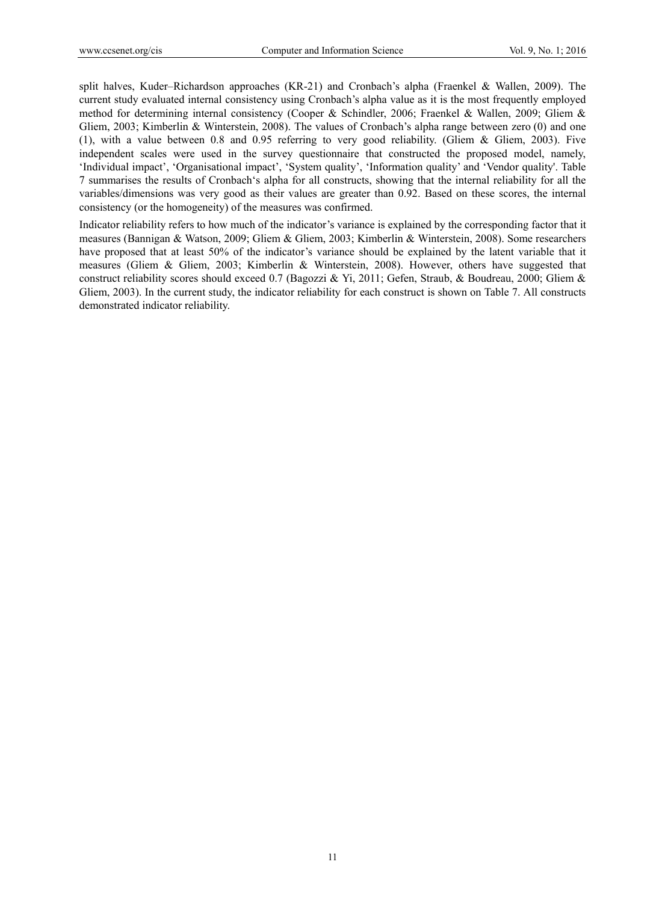split halves, Kuder–Richardson approaches (KR-21) and Cronbach's alpha (Fraenkel & Wallen, 2009). The current study evaluated internal consistency using Cronbach's alpha value as it is the most frequently employed method for determining internal consistency (Cooper & Schindler, 2006; Fraenkel & Wallen, 2009; Gliem & Gliem, 2003; Kimberlin & Winterstein, 2008). The values of Cronbach's alpha range between zero (0) and one (1), with a value between 0.8 and 0.95 referring to very good reliability. (Gliem & Gliem, 2003). Five independent scales were used in the survey questionnaire that constructed the proposed model, namely, 'Individual impact', 'Organisational impact', 'System quality', 'Information quality' and 'Vendor quality'. Table 7 summarises the results of Cronbach's alpha for all constructs, showing that the internal reliability for all the variables/dimensions was very good as their values are greater than 0.92. Based on these scores, the internal consistency (or the homogeneity) of the measures was confirmed.

Indicator reliability refers to how much of the indicator's variance is explained by the corresponding factor that it measures (Bannigan & Watson, 2009; Gliem & Gliem, 2003; Kimberlin & Winterstein, 2008). Some researchers have proposed that at least 50% of the indicator's variance should be explained by the latent variable that it measures (Gliem & Gliem, 2003; Kimberlin & Winterstein, 2008). However, others have suggested that construct reliability scores should exceed 0.7 (Bagozzi & Yi, 2011; Gefen, Straub, & Boudreau, 2000; Gliem & Gliem, 2003). In the current study, the indicator reliability for each construct is shown on Table 7. All constructs demonstrated indicator reliability.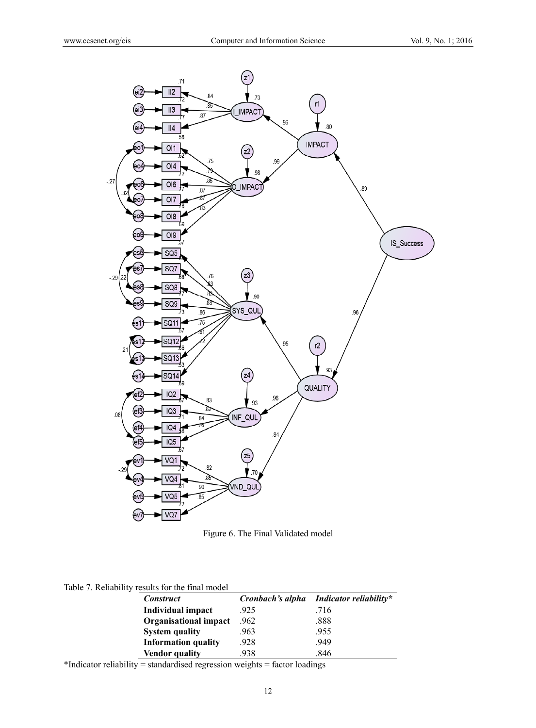Figure 6. The Final Validated model

Table 7. Reliability results for the final model

| *Construct* | *Cronbach's alpha* | *Indicator reliability** |
|---|---|---|
| **Individual impact** | .925 | .716 |
| **Organisational impact** | .962 | .888 |
| **System quality** | .963 | .955 |
| **Information quality** | .928 | .949 |
| **Vendor quality** | .938 | .846 |

*Indicator reliability = standardised regression weights = factor loadings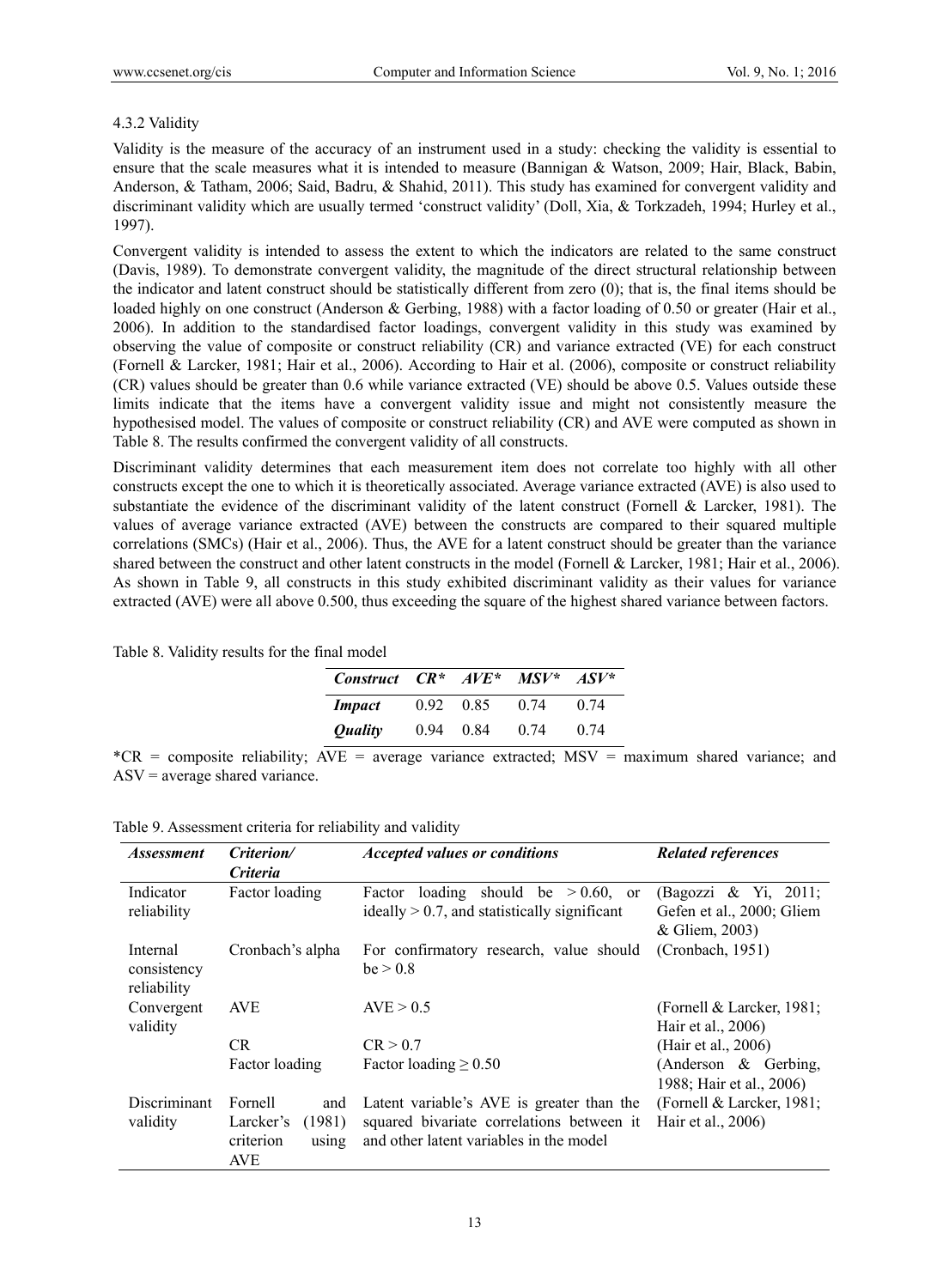#### 4.3.2 Validity

Validity is the measure of the accuracy of an instrument used in a study: checking the validity is essential to ensure that the scale measures what it is intended to measure (Bannigan & Watson, 2009; Hair, Black, Babin, Anderson, & Tatham, 2006; Said, Badru, & Shahid, 2011). This study has examined for convergent validity and discriminant validity which are usually termed 'construct validity' (Doll, Xia, & Torkzadeh, 1994; Hurley et al., 1997).

Convergent validity is intended to assess the extent to which the indicators are related to the same construct (Davis, 1989). To demonstrate convergent validity, the magnitude of the direct structural relationship between the indicator and latent construct should be statistically different from zero (0); that is, the final items should be loaded highly on one construct (Anderson & Gerbing, 1988) with a factor loading of 0.50 or greater (Hair et al., 2006). In addition to the standardised factor loadings, convergent validity in this study was examined by observing the value of composite or construct reliability (CR) and variance extracted (VE) for each construct (Fornell & Larcker, 1981; Hair et al., 2006). According to Hair et al. (2006), composite or construct reliability (CR) values should be greater than 0.6 while variance extracted (VE) should be above 0.5. Values outside these limits indicate that the items have a convergent validity issue and might not consistently measure the hypothesised model. The values of composite or construct reliability (CR) and AVE were computed as shown in Table 8. The results confirmed the convergent validity of all constructs.

Discriminant validity determines that each measurement item does not correlate too highly with all other constructs except the one to which it is theoretically associated. Average variance extracted (AVE) is also used to substantiate the evidence of the discriminant validity of the latent construct (Fornell & Larcker, 1981). The values of average variance extracted (AVE) between the constructs are compared to their squared multiple correlations (SMCs) (Hair et al., 2006). Thus, the AVE for a latent construct should be greater than the variance shared between the construct and other latent constructs in the model (Fornell & Larcker, 1981; Hair et al., 2006). As shown in Table 9, all constructs in this study exhibited discriminant validity as their values for variance extracted (AVE) were all above 0.500, thus exceeding the square of the highest shared variance between factors.

Table 8. Validity results for the final model

| *Construct* | *CR** | *AVE** | *MSV** | *ASV** |
|---|---|---|---|---|
| ***Impact*** | 0.92 | 0.85 | 0.74 | 0.74 |
| ***Quality*** | 0.94 | 0.84 | 0.74 | 0.74 |

*CR = composite reliability; AVE = average variance extracted; MSV = maximum shared variance; and ASV = average shared variance.

Table 9. Assessment criteria for reliability and validity

| *Assessment* | *Criterion/ Criteria* | *Accepted values or conditions* | *Related references* |
|---|---|---|---|
| Indicator reliability | Factor loading | Factor loading should be > 0.60, or ideally > 0.7, and statistically significant | (Bagozzi & Yi, 2011; Gefen et al., 2000; Gliem & Gliem, 2003) |
| Internal consistency reliability | Cronbach's alpha | For confirmatory research, value should be > 0.8 | (Cronbach, 1951) |
| Convergent validity | AVE | AVE > 0.5 | (Fornell & Larcker, 1981; Hair et al., 2006) |
| | CR | CR > 0.7 | (Hair et al., 2006) |
| | Factor loading | Factor loading ≥ 0.50 | (Anderson & Gerbing, 1988; Hair et al., 2006) |
| Discriminant validity | Fornell and Larcker's (1981) criterion using AVE | Latent variable's AVE is greater than the squared bivariate correlations between it and other latent variables in the model | (Fornell & Larcker, 1981; Hair et al., 2006) |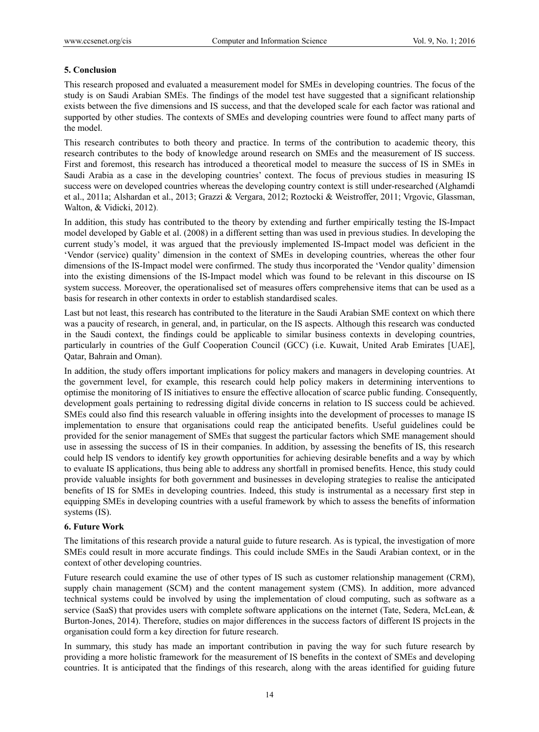## 5. Conclusion

This research proposed and evaluated a measurement model for SMEs in developing countries. The focus of the study is on Saudi Arabian SMEs. The findings of the model test have suggested that a significant relationship exists between the five dimensions and IS success, and that the developed scale for each factor was rational and supported by other studies. The contexts of SMEs and developing countries were found to affect many parts of the model.

This research contributes to both theory and practice. In terms of the contribution to academic theory, this research contributes to the body of knowledge around research on SMEs and the measurement of IS success. First and foremost, this research has introduced a theoretical model to measure the success of IS in SMEs in Saudi Arabia as a case in the developing countries' context. The focus of previous studies in measuring IS success were on developed countries whereas the developing country context is still under-researched (Alghamdi et al., 2011a; Alshardan et al., 2013; Grazzi & Vergara, 2012; Roztocki & Weistroffer, 2011; Vrgovic, Glassman, Walton, & Vidicki, 2012).

In addition, this study has contributed to the theory by extending and further empirically testing the IS-Impact model developed by Gable et al. (2008) in a different setting than was used in previous studies. In developing the current study's model, it was argued that the previously implemented IS-Impact model was deficient in the 'Vendor (service) quality' dimension in the context of SMEs in developing countries, whereas the other four dimensions of the IS-Impact model were confirmed. The study thus incorporated the 'Vendor quality' dimension into the existing dimensions of the IS-Impact model which was found to be relevant in this discourse on IS system success. Moreover, the operationalised set of measures offers comprehensive items that can be used as a basis for research in other contexts in order to establish standardised scales.

Last but not least, this research has contributed to the literature in the Saudi Arabian SME context on which there was a paucity of research, in general, and, in particular, on the IS aspects. Although this research was conducted in the Saudi context, the findings could be applicable to similar business contexts in developing countries, particularly in countries of the Gulf Cooperation Council (GCC) (i.e. Kuwait, United Arab Emirates [UAE], Qatar, Bahrain and Oman).

In addition, the study offers important implications for policy makers and managers in developing countries. At the government level, for example, this research could help policy makers in determining interventions to optimise the monitoring of IS initiatives to ensure the effective allocation of scarce public funding. Consequently, development goals pertaining to redressing digital divide concerns in relation to IS success could be achieved. SMEs could also find this research valuable in offering insights into the development of processes to manage IS implementation to ensure that organisations could reap the anticipated benefits. Useful guidelines could be provided for the senior management of SMEs that suggest the particular factors which SME management should use in assessing the success of IS in their companies. In addition, by assessing the benefits of IS, this research could help IS vendors to identify key growth opportunities for achieving desirable benefits and a way by which to evaluate IS applications, thus being able to address any shortfall in promised benefits. Hence, this study could provide valuable insights for both government and businesses in developing strategies to realise the anticipated benefits of IS for SMEs in developing countries. Indeed, this study is instrumental as a necessary first step in equipping SMEs in developing countries with a useful framework by which to assess the benefits of information systems (IS).

## 6. Future Work

The limitations of this research provide a natural guide to future research. As is typical, the investigation of more SMEs could result in more accurate findings. This could include SMEs in the Saudi Arabian context, or in the context of other developing countries.

Future research could examine the use of other types of IS such as customer relationship management (CRM), supply chain management (SCM) and the content management system (CMS). In addition, more advanced technical systems could be involved by using the implementation of cloud computing, such as software as a service (SaaS) that provides users with complete software applications on the internet (Tate, Sedera, McLean, & Burton-Jones, 2014). Therefore, studies on major differences in the success factors of different IS projects in the organisation could form a key direction for future research.

In summary, this study has made an important contribution in paving the way for such future research by providing a more holistic framework for the measurement of IS benefits in the context of SMEs and developing countries. It is anticipated that the findings of this research, along with the areas identified for guiding future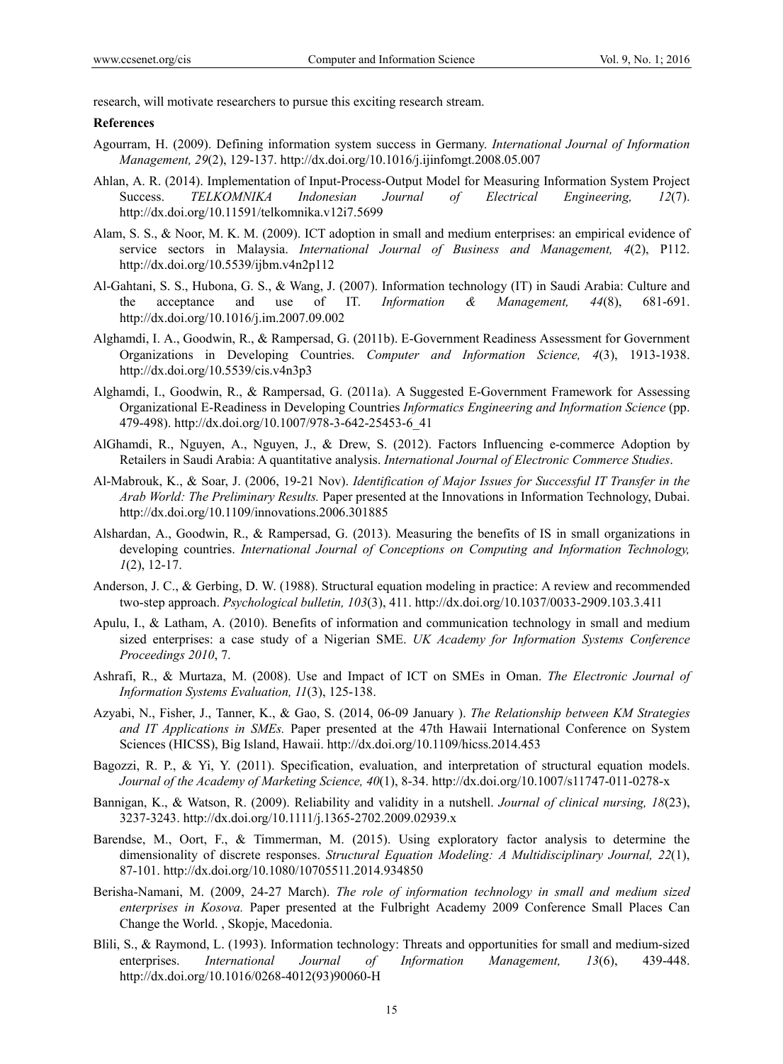research, will motivate researchers to pursue this exciting research stream.

**References**

Agourram, H. (2009). Defining information system success in Germany. *International Journal of Information Management, 29*(2), 129-137. http://dx.doi.org/10.1016/j.ijinfomgt.2008.05.007

Ahlan, A. R. (2014). Implementation of Input-Process-Output Model for Measuring Information System Project Success. *TELKOMNIKA Indonesian Journal of Electrical Engineering, 12*(7). http://dx.doi.org/10.11591/telkomnika.v12i7.5699

Alam, S. S., & Noor, M. K. M. (2009). ICT adoption in small and medium enterprises: an empirical evidence of service sectors in Malaysia. *International Journal of Business and Management, 4*(2), P112. http://dx.doi.org/10.5539/ijbm.v4n2p112

Al-Gahtani, S. S., Hubona, G. S., & Wang, J. (2007). Information technology (IT) in Saudi Arabia: Culture and the acceptance and use of IT. *Information & Management, 44*(8), 681-691. http://dx.doi.org/10.1016/j.im.2007.09.002

Alghamdi, I. A., Goodwin, R., & Rampersad, G. (2011b). E-Government Readiness Assessment for Government Organizations in Developing Countries. *Computer and Information Science, 4*(3), 1913-1938. http://dx.doi.org/10.5539/cis.v4n3p3

Alghamdi, I., Goodwin, R., & Rampersad, G. (2011a). A Suggested E-Government Framework for Assessing Organizational E-Readiness in Developing Countries *Informatics Engineering and Information Science* (pp. 479-498). http://dx.doi.org/10.1007/978-3-642-25453-6_41

AlGhamdi, R., Nguyen, A., Nguyen, J., & Drew, S. (2012). Factors Influencing e-commerce Adoption by Retailers in Saudi Arabia: A quantitative analysis. *International Journal of Electronic Commerce Studies*.

Al-Mabrouk, K., & Soar, J. (2006, 19-21 Nov). *Identification of Major Issues for Successful IT Transfer in the Arab World: The Preliminary Results.* Paper presented at the Innovations in Information Technology, Dubai. http://dx.doi.org/10.1109/innovations.2006.301885

Alshardan, A., Goodwin, R., & Rampersad, G. (2013). Measuring the benefits of IS in small organizations in developing countries. *International Journal of Conceptions on Computing and Information Technology, 1*(2), 12-17.

Anderson, J. C., & Gerbing, D. W. (1988). Structural equation modeling in practice: A review and recommended two-step approach. *Psychological bulletin, 103*(3), 411. http://dx.doi.org/10.1037/0033-2909.103.3.411

Apulu, I., & Latham, A. (2010). Benefits of information and communication technology in small and medium sized enterprises: a case study of a Nigerian SME. *UK Academy for Information Systems Conference Proceedings 2010*, 7.

Ashrafi, R., & Murtaza, M. (2008). Use and Impact of ICT on SMEs in Oman. *The Electronic Journal of Information Systems Evaluation, 11*(3), 125-138.

Azyabi, N., Fisher, J., Tanner, K., & Gao, S. (2014, 06-09 January ). *The Relationship between KM Strategies and IT Applications in SMEs.* Paper presented at the 47th Hawaii International Conference on System Sciences (HICSS), Big Island, Hawaii. http://dx.doi.org/10.1109/hicss.2014.453

Bagozzi, R. P., & Yi, Y. (2011). Specification, evaluation, and interpretation of structural equation models. *Journal of the Academy of Marketing Science, 40*(1), 8-34. http://dx.doi.org/10.1007/s11747-011-0278-x

Bannigan, K., & Watson, R. (2009). Reliability and validity in a nutshell. *Journal of clinical nursing, 18*(23), 3237-3243. http://dx.doi.org/10.1111/j.1365-2702.2009.02939.x

Barendse, M., Oort, F., & Timmerman, M. (2015). Using exploratory factor analysis to determine the dimensionality of discrete responses. *Structural Equation Modeling: A Multidisciplinary Journal, 22*(1), 87-101. http://dx.doi.org/10.1080/10705511.2014.934850

Berisha-Namani, M. (2009, 24-27 March). *The role of information technology in small and medium sized enterprises in Kosova.* Paper presented at the Fulbright Academy 2009 Conference Small Places Can Change the World. , Skopje, Macedonia.

Blili, S., & Raymond, L. (1993). Information technology: Threats and opportunities for small and medium-sized enterprises. *International Journal of Information Management, 13*(6), 439-448. http://dx.doi.org/10.1016/0268-4012(93)90060-H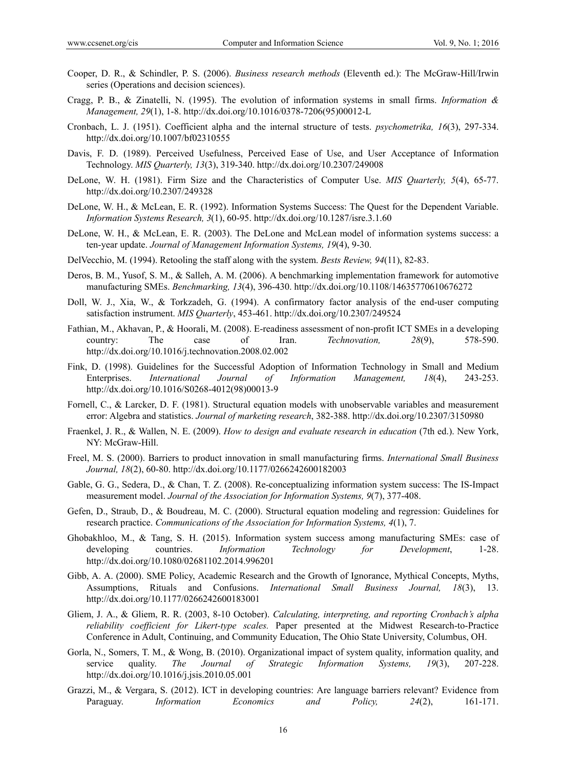Cooper, D. R., & Schindler, P. S. (2006). *Business research methods* (Eleventh ed.): The McGraw-Hill/Irwin series (Operations and decision sciences).

Cragg, P. B., & Zinatelli, N. (1995). The evolution of information systems in small firms. *Information & Management, 29*(1), 1-8. http://dx.doi.org/10.1016/0378-7206(95)00012-L

Cronbach, L. J. (1951). Coefficient alpha and the internal structure of tests. *psychometrika, 16*(3), 297-334. http://dx.doi.org/10.1007/bf02310555

Davis, F. D. (1989). Perceived Usefulness, Perceived Ease of Use, and User Acceptance of Information Technology. *MIS Quarterly, 13*(3), 319-340. http://dx.doi.org/10.2307/249008

DeLone, W. H. (1981). Firm Size and the Characteristics of Computer Use. *MIS Quarterly, 5*(4), 65-77. http://dx.doi.org/10.2307/249328

DeLone, W. H., & McLean, E. R. (1992). Information Systems Success: The Quest for the Dependent Variable. *Information Systems Research, 3*(1), 60-95. http://dx.doi.org/10.1287/isre.3.1.60

DeLone, W. H., & McLean, E. R. (2003). The DeLone and McLean model of information systems success: a ten-year update. *Journal of Management Information Systems, 19*(4), 9-30.

DelVecchio, M. (1994). Retooling the staff along with the system. *Bests Review, 94*(11), 82-83.

Deros, B. M., Yusof, S. M., & Salleh, A. M. (2006). A benchmarking implementation framework for automotive manufacturing SMEs. *Benchmarking, 13*(4), 396-430. http://dx.doi.org/10.1108/14635770610676272

Doll, W. J., Xia, W., & Torkzadeh, G. (1994). A confirmatory factor analysis of the end-user computing satisfaction instrument. *MIS Quarterly*, 453-461. http://dx.doi.org/10.2307/249524

Fathian, M., Akhavan, P., & Hoorali, M. (2008). E-readiness assessment of non-profit ICT SMEs in a developing country: The case of Iran. *Technovation, 28*(9), 578-590. http://dx.doi.org/10.1016/j.technovation.2008.02.002

Fink, D. (1998). Guidelines for the Successful Adoption of Information Technology in Small and Medium Enterprises. *International Journal of Information Management, 18*(4), 243-253. http://dx.doi.org/10.1016/S0268-4012(98)00013-9

Fornell, C., & Larcker, D. F. (1981). Structural equation models with unobservable variables and measurement error: Algebra and statistics. *Journal of marketing research*, 382-388. http://dx.doi.org/10.2307/3150980

Fraenkel, J. R., & Wallen, N. E. (2009). *How to design and evaluate research in education* (7th ed.). New York, NY: McGraw-Hill.

Freel, M. S. (2000). Barriers to product innovation in small manufacturing firms. *International Small Business Journal, 18*(2), 60-80. http://dx.doi.org/10.1177/0266242600182003

Gable, G. G., Sedera, D., & Chan, T. Z. (2008). Re-conceptualizing information system success: The IS-Impact measurement model. *Journal of the Association for Information Systems, 9*(7), 377-408.

Gefen, D., Straub, D., & Boudreau, M. C. (2000). Structural equation modeling and regression: Guidelines for research practice. *Communications of the Association for Information Systems, 4*(1), 7.

Ghobakhloo, M., & Tang, S. H. (2015). Information system success among manufacturing SMEs: case of developing countries. *Information Technology for Development*, 1-28. http://dx.doi.org/10.1080/02681102.2014.996201

Gibb, A. A. (2000). SME Policy, Academic Research and the Growth of Ignorance, Mythical Concepts, Myths, Assumptions, Rituals and Confusions. *International Small Business Journal, 18*(3), 13. http://dx.doi.org/10.1177/0266242600183001

Gliem, J. A., & Gliem, R. R. (2003, 8-10 October). *Calculating, interpreting, and reporting Cronbach's alpha reliability coefficient for Likert-type scales.* Paper presented at the Midwest Research-to-Practice Conference in Adult, Continuing, and Community Education, The Ohio State University, Columbus, OH.

Gorla, N., Somers, T. M., & Wong, B. (2010). Organizational impact of system quality, information quality, and service quality. *The Journal of Strategic Information Systems, 19*(3), 207-228. http://dx.doi.org/10.1016/j.jsis.2010.05.001

Grazzi, M., & Vergara, S. (2012). ICT in developing countries: Are language barriers relevant? Evidence from Paraguay. *Information Economics and Policy, 24*(2), 161-171.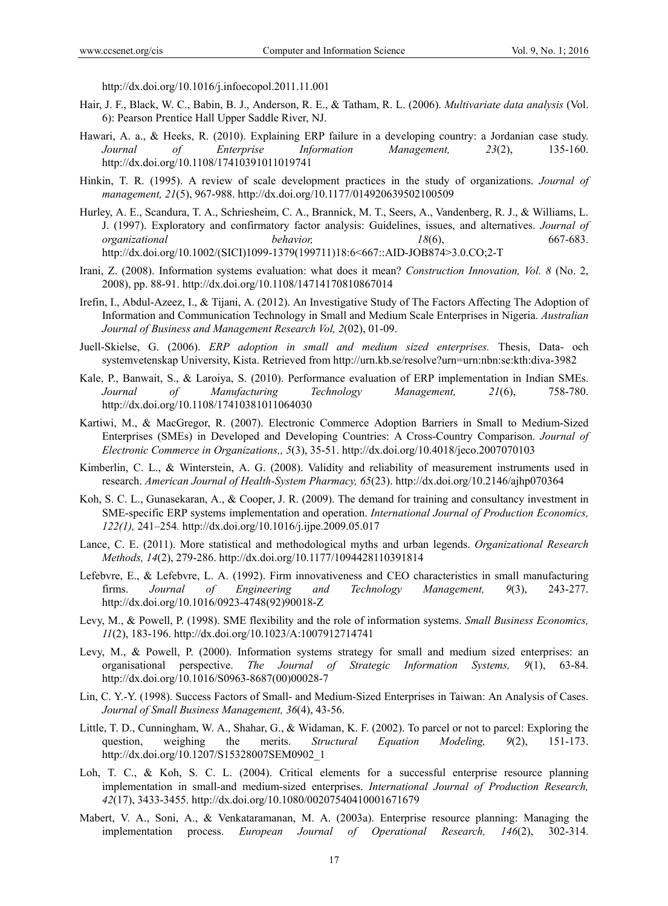http://dx.doi.org/10.1016/j.infoecopol.2011.11.001

Hair, J. F., Black, W. C., Babin, B. J., Anderson, R. E., & Tatham, R. L. (2006). *Multivariate data analysis* (Vol. 6): Pearson Prentice Hall Upper Saddle River, NJ.

Hawari, A. a., & Heeks, R. (2010). Explaining ERP failure in a developing country: a Jordanian case study. *Journal of Enterprise Information Management, 23*(2), 135-160. http://dx.doi.org/10.1108/17410391011019741

Hinkin, T. R. (1995). A review of scale development practices in the study of organizations. *Journal of management, 21*(5), 967-988. http://dx.doi.org/10.1177/014920639502100509

Hurley, A. E., Scandura, T. A., Schriesheim, C. A., Brannick, M. T., Seers, A., Vandenberg, R. J., & Williams, L. J. (1997). Exploratory and confirmatory factor analysis: Guidelines, issues, and alternatives. *Journal of organizational behavior, 18*(6), 667-683. http://dx.doi.org/10.1002/(SICI)1099-1379(199711)18:6<667::AID-JOB874>3.0.CO;2-T

Irani, Z. (2008). Information systems evaluation: what does it mean? *Construction Innovation, Vol. 8* (No. 2, 2008), pp. 88-91. http://dx.doi.org/10.1108/14714170810867014

Irefin, I., Abdul-Azeez, I., & Tijani, A. (2012). An Investigative Study of The Factors Affecting The Adoption of Information and Communication Technology in Small and Medium Scale Enterprises in Nigeria. *Australian Journal of Business and Management Research Vol, 2*(02), 01-09.

Juell-Skielse, G. (2006). *ERP adoption in small and medium sized enterprises.* Thesis, Data- och systemvetenskap University, Kista. Retrieved from http://urn.kb.se/resolve?urn=urn:nbn:se:kth:diva-3982

Kale, P., Banwait, S., & Laroiya, S. (2010). Performance evaluation of ERP implementation in Indian SMEs. *Journal of Manufacturing Technology Management, 21*(6), 758-780. http://dx.doi.org/10.1108/17410381011064030

Kartiwi, M., & MacGregor, R. (2007). Electronic Commerce Adoption Barriers in Small to Medium-Sized Enterprises (SMEs) in Developed and Developing Countries: A Cross-Country Comparison. *Journal of Electronic Commerce in Organizations,, 5*(3), 35-51. http://dx.doi.org/10.4018/jeco.2007070103

Kimberlin, C. L., & Winterstein, A. G. (2008). Validity and reliability of measurement instruments used in research. *American Journal of Health-System Pharmacy, 65*(23). http://dx.doi.org/10.2146/ajhp070364

Koh, S. C. L., Gunasekaran, A., & Cooper, J. R. (2009). The demand for training and consultancy investment in SME-specific ERP systems implementation and operation. *International Journal of Production Economics, 122(1),* 241–254*.* http://dx.doi.org/10.1016/j.ijpe.2009.05.017

Lance, C. E. (2011). More statistical and methodological myths and urban legends. *Organizational Research Methods, 14*(2), 279-286. http://dx.doi.org/10.1177/1094428110391814

Lefebvre, E., & Lefebvre, L. A. (1992). Firm innovativeness and CEO characteristics in small manufacturing firms. *Journal of Engineering and Technology Management, 9*(3), 243-277. http://dx.doi.org/10.1016/0923-4748(92)90018-Z

Levy, M., & Powell, P. (1998). SME flexibility and the role of information systems. *Small Business Economics, 11*(2), 183-196. http://dx.doi.org/10.1023/A:1007912714741

Levy, M., & Powell, P. (2000). Information systems strategy for small and medium sized enterprises: an organisational perspective. *The Journal of Strategic Information Systems, 9*(1), 63-84. http://dx.doi.org/10.1016/S0963-8687(00)00028-7

Lin, C. Y.-Y. (1998). Success Factors of Small- and Medium-Sized Enterprises in Taiwan: An Analysis of Cases. *Journal of Small Business Management, 36*(4), 43-56.

Little, T. D., Cunningham, W. A., Shahar, G., & Widaman, K. F. (2002). To parcel or not to parcel: Exploring the question, weighing the merits. *Structural Equation Modeling, 9*(2), 151-173. http://dx.doi.org/10.1207/S15328007SEM0902_1

Loh, T. C., & Koh, S. C. L. (2004). Critical elements for a successful enterprise resource planning implementation in small-and medium-sized enterprises. *International Journal of Production Research, 42*(17), 3433-3455. http://dx.doi.org/10.1080/00207540410001671679

Mabert, V. A., Soni, A., & Venkataramanan, M. A. (2003a). Enterprise resource planning: Managing the implementation process. *European Journal of Operational Research, 146*(2), 302-314.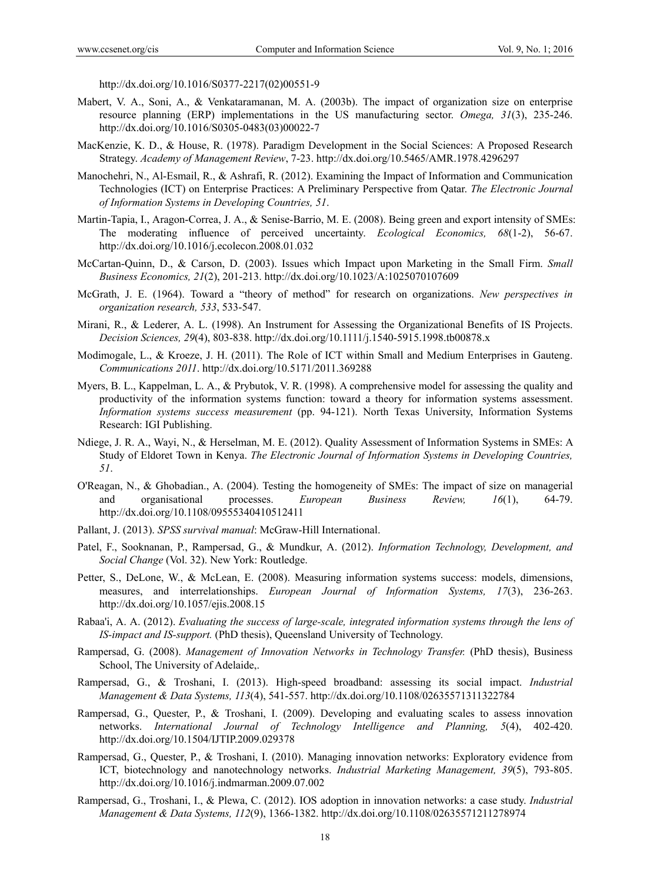http://dx.doi.org/10.1016/S0377-2217(02)00551-9

Mabert, V. A., Soni, A., & Venkataramanan, M. A. (2003b). The impact of organization size on enterprise resource planning (ERP) implementations in the US manufacturing sector. *Omega, 31*(3), 235-246. http://dx.doi.org/10.1016/S0305-0483(03)00022-7

MacKenzie, K. D., & House, R. (1978). Paradigm Development in the Social Sciences: A Proposed Research Strategy. *Academy of Management Review*, 7-23. http://dx.doi.org/10.5465/AMR.1978.4296297

Manochehri, N., Al-Esmail, R., & Ashrafi, R. (2012). Examining the Impact of Information and Communication Technologies (ICT) on Enterprise Practices: A Preliminary Perspective from Qatar. *The Electronic Journal of Information Systems in Developing Countries, 51*.

Martin-Tapia, I., Aragon-Correa, J. A., & Senise-Barrio, M. E. (2008). Being green and export intensity of SMEs: The moderating influence of perceived uncertainty. *Ecological Economics, 68*(1-2), 56-67. http://dx.doi.org/10.1016/j.ecolecon.2008.01.032

McCartan-Quinn, D., & Carson, D. (2003). Issues which Impact upon Marketing in the Small Firm. *Small Business Economics, 21*(2), 201-213. http://dx.doi.org/10.1023/A:1025070107609

McGrath, J. E. (1964). Toward a "theory of method" for research on organizations. *New perspectives in organization research, 533*, 533-547.

Mirani, R., & Lederer, A. L. (1998). An Instrument for Assessing the Organizational Benefits of IS Projects. *Decision Sciences, 29*(4), 803-838. http://dx.doi.org/10.1111/j.1540-5915.1998.tb00878.x

Modimogale, L., & Kroeze, J. H. (2011). The Role of ICT within Small and Medium Enterprises in Gauteng. *Communications 2011*. http://dx.doi.org/10.5171/2011.369288

Myers, B. L., Kappelman, L. A., & Prybutok, V. R. (1998). A comprehensive model for assessing the quality and productivity of the information systems function: toward a theory for information systems assessment. *Information systems success measurement* (pp. 94-121). North Texas University, Information Systems Research: IGI Publishing.

Ndiege, J. R. A., Wayi, N., & Herselman, M. E. (2012). Quality Assessment of Information Systems in SMEs: A Study of Eldoret Town in Kenya. *The Electronic Journal of Information Systems in Developing Countries, 51*.

O'Reagan, N., & Ghobadian., A. (2004). Testing the homogeneity of SMEs: The impact of size on managerial and organisational processes. *European Business Review, 16*(1), 64-79. http://dx.doi.org/10.1108/09555340410512411

Pallant, J. (2013). *SPSS survival manual*: McGraw-Hill International.

Patel, F., Sooknanan, P., Rampersad, G., & Mundkur, A. (2012). *Information Technology, Development, and Social Change* (Vol. 32). New York: Routledge.

Petter, S., DeLone, W., & McLean, E. (2008). Measuring information systems success: models, dimensions, measures, and interrelationships. *European Journal of Information Systems, 17*(3), 236-263. http://dx.doi.org/10.1057/ejis.2008.15

Rabaa'i, A. A. (2012). *Evaluating the success of large-scale, integrated information systems through the lens of IS-impact and IS-support.* (PhD thesis), Queensland University of Technology.

Rampersad, G. (2008). *Management of Innovation Networks in Technology Transfer.* (PhD thesis), Business School, The University of Adelaide,.

Rampersad, G., & Troshani, I. (2013). High-speed broadband: assessing its social impact. *Industrial Management & Data Systems, 113*(4), 541-557. http://dx.doi.org/10.1108/02635571311322784

Rampersad, G., Quester, P., & Troshani, I. (2009). Developing and evaluating scales to assess innovation networks. *International Journal of Technology Intelligence and Planning, 5*(4), 402-420. http://dx.doi.org/10.1504/IJTIP.2009.029378

Rampersad, G., Quester, P., & Troshani, I. (2010). Managing innovation networks: Exploratory evidence from ICT, biotechnology and nanotechnology networks. *Industrial Marketing Management, 39*(5), 793-805. http://dx.doi.org/10.1016/j.indmarman.2009.07.002

Rampersad, G., Troshani, I., & Plewa, C. (2012). IOS adoption in innovation networks: a case study. *Industrial Management & Data Systems, 112*(9), 1366-1382. http://dx.doi.org/10.1108/02635571211278974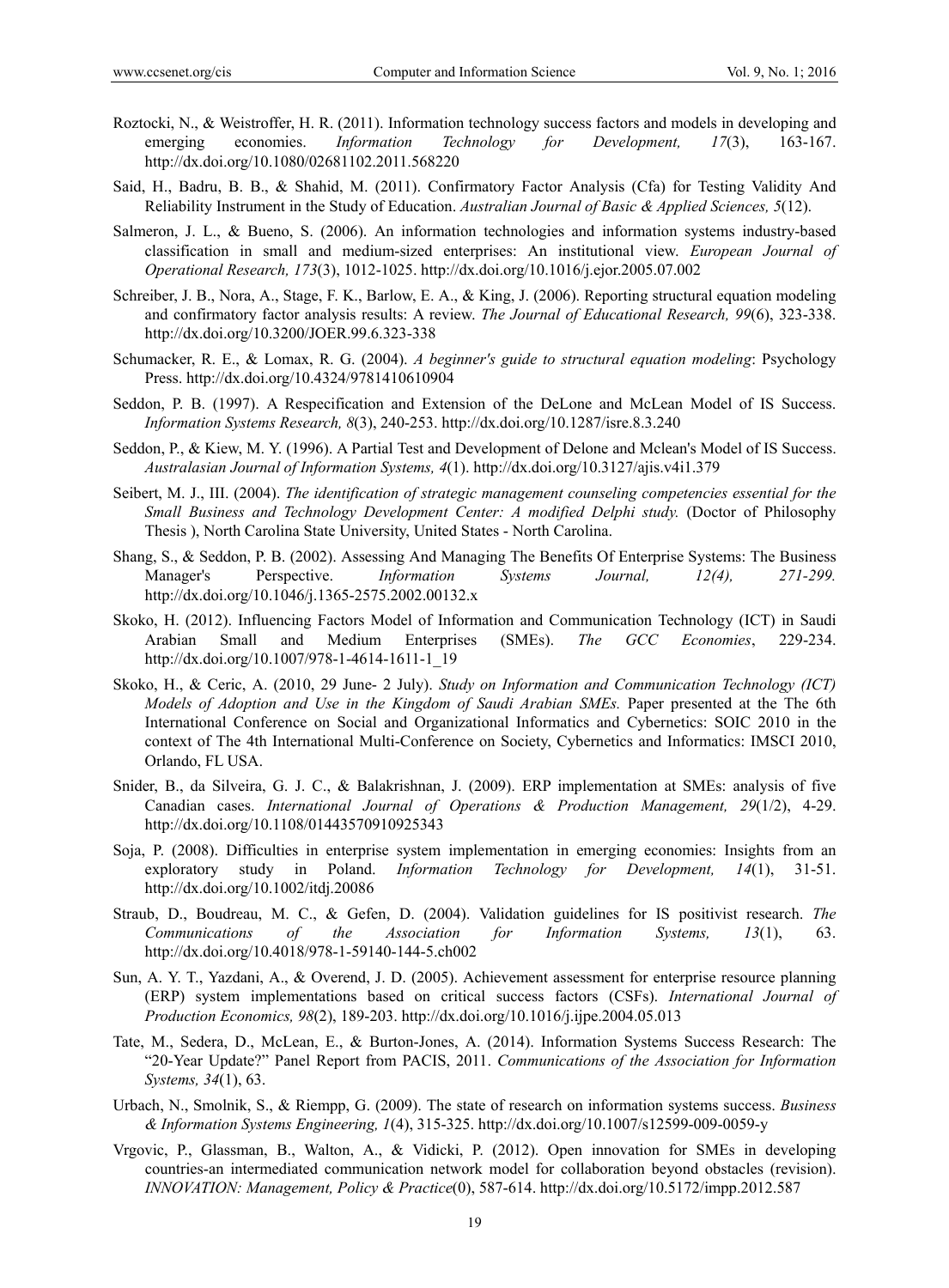Roztocki, N., & Weistroffer, H. R. (2011). Information technology success factors and models in developing and emerging economies. *Information Technology for Development, 17*(3), 163-167. http://dx.doi.org/10.1080/02681102.2011.568220

Said, H., Badru, B. B., & Shahid, M. (2011). Confirmatory Factor Analysis (Cfa) for Testing Validity And Reliability Instrument in the Study of Education. *Australian Journal of Basic & Applied Sciences, 5*(12).

Salmeron, J. L., & Bueno, S. (2006). An information technologies and information systems industry-based classification in small and medium-sized enterprises: An institutional view. *European Journal of Operational Research, 173*(3), 1012-1025. http://dx.doi.org/10.1016/j.ejor.2005.07.002

Schreiber, J. B., Nora, A., Stage, F. K., Barlow, E. A., & King, J. (2006). Reporting structural equation modeling and confirmatory factor analysis results: A review. *The Journal of Educational Research, 99*(6), 323-338. http://dx.doi.org/10.3200/JOER.99.6.323-338

Schumacker, R. E., & Lomax, R. G. (2004). *A beginner's guide to structural equation modeling*: Psychology Press. http://dx.doi.org/10.4324/9781410610904

Seddon, P. B. (1997). A Respecification and Extension of the DeLone and McLean Model of IS Success. *Information Systems Research, 8*(3), 240-253. http://dx.doi.org/10.1287/isre.8.3.240

Seddon, P., & Kiew, M. Y. (1996). A Partial Test and Development of Delone and Mclean's Model of IS Success. *Australasian Journal of Information Systems, 4*(1). http://dx.doi.org/10.3127/ajis.v4i1.379

Seibert, M. J., III. (2004). *The identification of strategic management counseling competencies essential for the Small Business and Technology Development Center: A modified Delphi study.* (Doctor of Philosophy Thesis ), North Carolina State University, United States - North Carolina.

Shang, S., & Seddon, P. B. (2002). Assessing And Managing The Benefits Of Enterprise Systems: The Business Manager's Perspective. *Information Systems Journal, 12(4), 271-299.* http://dx.doi.org/10.1046/j.1365-2575.2002.00132.x

Skoko, H. (2012). Influencing Factors Model of Information and Communication Technology (ICT) in Saudi Arabian Small and Medium Enterprises (SMEs). *The GCC Economies*, 229-234. http://dx.doi.org/10.1007/978-1-4614-1611-1_19

Skoko, H., & Ceric, A. (2010, 29 June- 2 July). *Study on Information and Communication Technology (ICT) Models of Adoption and Use in the Kingdom of Saudi Arabian SMEs.* Paper presented at the The 6th International Conference on Social and Organizational Informatics and Cybernetics: SOIC 2010 in the context of The 4th International Multi-Conference on Society, Cybernetics and Informatics: IMSCI 2010, Orlando, FL USA.

Snider, B., da Silveira, G. J. C., & Balakrishnan, J. (2009). ERP implementation at SMEs: analysis of five Canadian cases. *International Journal of Operations & Production Management, 29*(1/2), 4-29. http://dx.doi.org/10.1108/01443570910925343

Soja, P. (2008). Difficulties in enterprise system implementation in emerging economies: Insights from an exploratory study in Poland. *Information Technology for Development, 14*(1), 31-51. http://dx.doi.org/10.1002/itdj.20086

Straub, D., Boudreau, M. C., & Gefen, D. (2004). Validation guidelines for IS positivist research. *The Communications of the Association for Information Systems, 13*(1), 63. http://dx.doi.org/10.4018/978-1-59140-144-5.ch002

Sun, A. Y. T., Yazdani, A., & Overend, J. D. (2005). Achievement assessment for enterprise resource planning (ERP) system implementations based on critical success factors (CSFs). *International Journal of Production Economics, 98*(2), 189-203. http://dx.doi.org/10.1016/j.ijpe.2004.05.013

Tate, M., Sedera, D., McLean, E., & Burton-Jones, A. (2014). Information Systems Success Research: The "20-Year Update?" Panel Report from PACIS, 2011. *Communications of the Association for Information Systems, 34*(1), 63.

Urbach, N., Smolnik, S., & Riempp, G. (2009). The state of research on information systems success. *Business & Information Systems Engineering, 1*(4), 315-325. http://dx.doi.org/10.1007/s12599-009-0059-y

Vrgovic, P., Glassman, B., Walton, A., & Vidicki, P. (2012). Open innovation for SMEs in developing countries-an intermediated communication network model for collaboration beyond obstacles (revision). *INNOVATION: Management, Policy & Practice*(0), 587-614. http://dx.doi.org/10.5172/impp.2012.587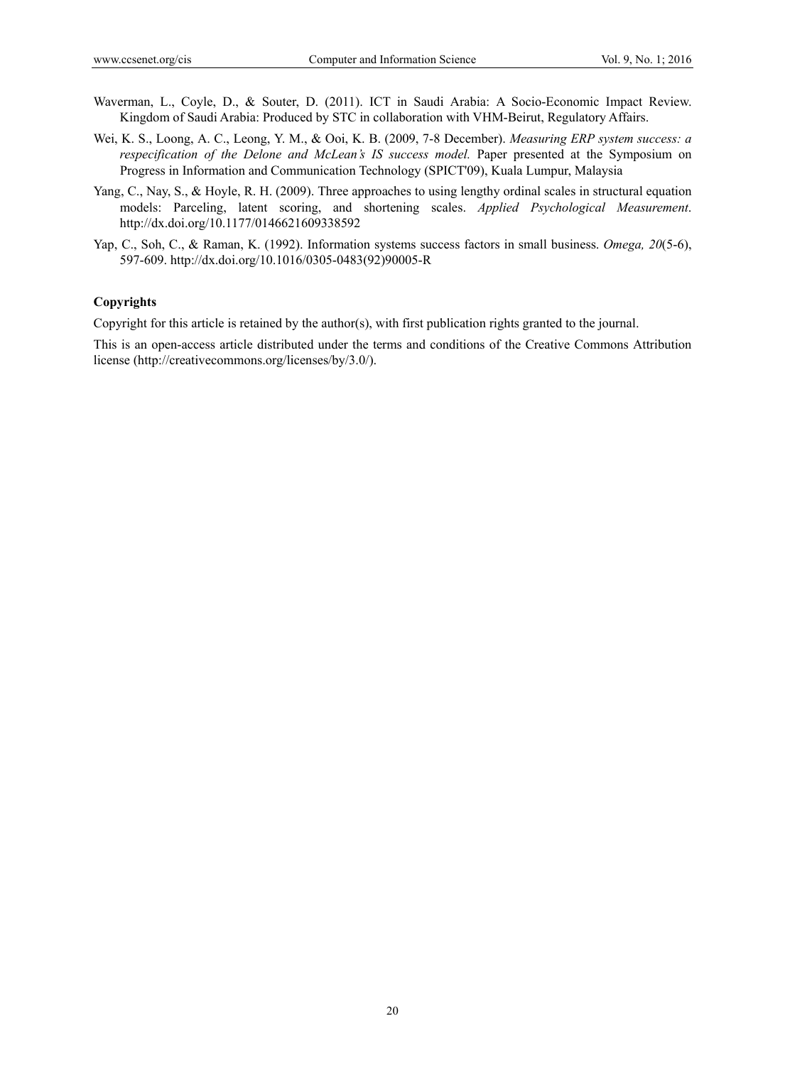Waverman, L., Coyle, D., & Souter, D. (2011). ICT in Saudi Arabia: A Socio-Economic Impact Review. Kingdom of Saudi Arabia: Produced by STC in collaboration with VHM-Beirut, Regulatory Affairs.

Wei, K. S., Loong, A. C., Leong, Y. M., & Ooi, K. B. (2009, 7-8 December). *Measuring ERP system success: a respecification of the Delone and McLean's IS success model.* Paper presented at the Symposium on Progress in Information and Communication Technology (SPICT'09), Kuala Lumpur, Malaysia

Yang, C., Nay, S., & Hoyle, R. H. (2009). Three approaches to using lengthy ordinal scales in structural equation models: Parceling, latent scoring, and shortening scales. *Applied Psychological Measurement*. http://dx.doi.org/10.1177/0146621609338592

Yap, C., Soh, C., & Raman, K. (1992). Information systems success factors in small business. *Omega, 20*(5-6), 597-609. http://dx.doi.org/10.1016/0305-0483(92)90005-R

### Copyrights

Copyright for this article is retained by the author(s), with first publication rights granted to the journal.

This is an open-access article distributed under the terms and conditions of the Creative Commons Attribution license (http://creativecommons.org/licenses/by/3.0/).